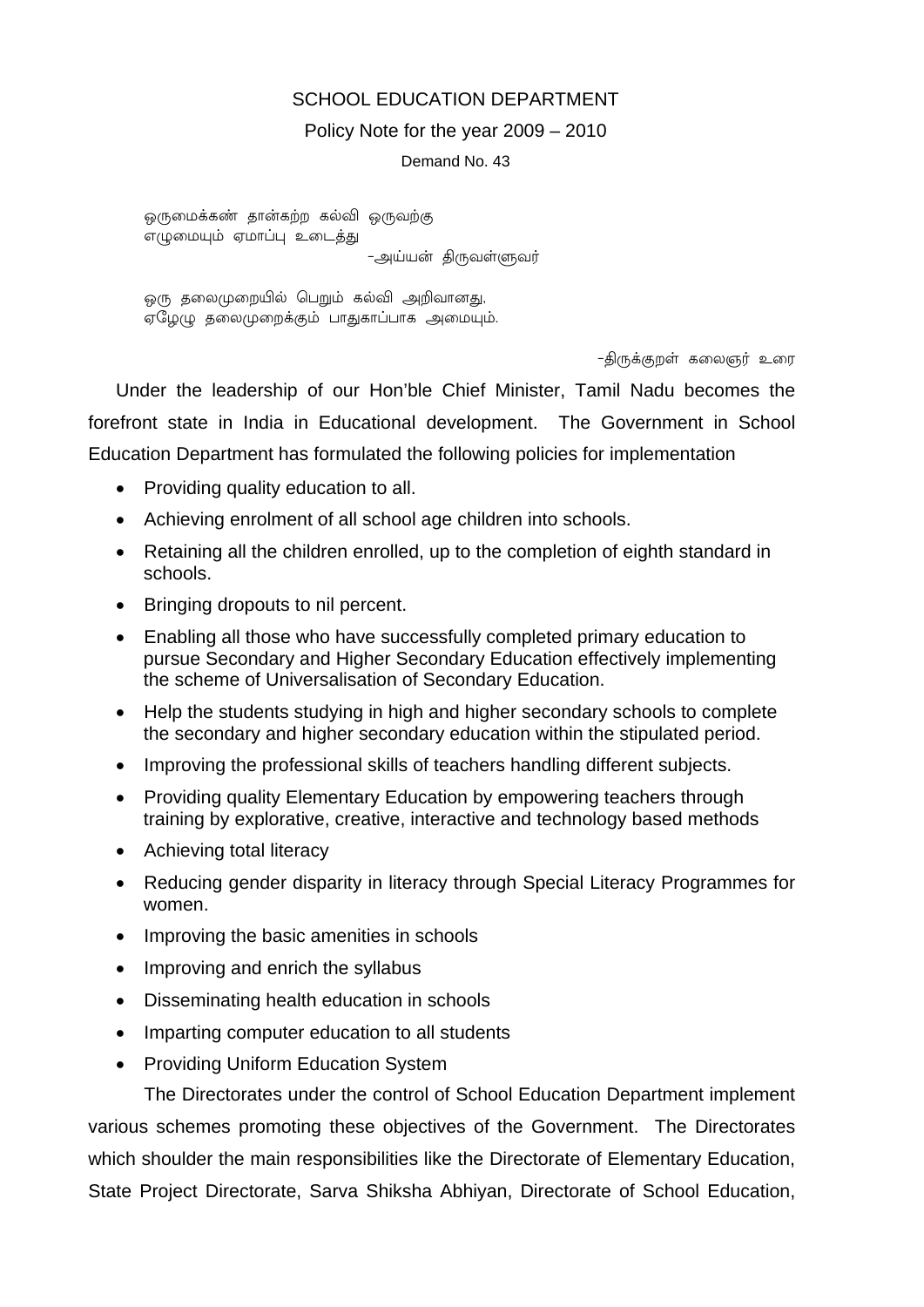# SCHOOL EDUCATION DEPARTMENT

## Policy Note for the year 2009 – 2010

### Demand No. 43

ஒருமைக்கண் தான்கற்ற கல்வி ஒருவற்கு
எழுமையும் ஏமாப்பு உடைத்து

–அய்யன் திருவள்ளுவர்

ஒரு தலைமுறையில் பெறும் கல்வி அறிவானது,
ஏழேழு தலைமுறைக்கும் பாதுகாப்பாக அமையும்.

–திருக்குறள் கலைஞர் உரை

Under the leadership of our Hon'ble Chief Minister, Tamil Nadu becomes the forefront state in India in Educational development. The Government in School Education Department has formulated the following policies for implementation

- Providing quality education to all.
- Achieving enrolment of all school age children into schools.
- Retaining all the children enrolled, up to the completion of eighth standard in schools.
- Bringing dropouts to nil percent.
- Enabling all those who have successfully completed primary education to pursue Secondary and Higher Secondary Education effectively implementing the scheme of Universalisation of Secondary Education.
- Help the students studying in high and higher secondary schools to complete the secondary and higher secondary education within the stipulated period.
- Improving the professional skills of teachers handling different subjects.
- Providing quality Elementary Education by empowering teachers through training by explorative, creative, interactive and technology based methods
- Achieving total literacy
- Reducing gender disparity in literacy through Special Literacy Programmes for women.
- Improving the basic amenities in schools
- Improving and enrich the syllabus
- Disseminating health education in schools
- Imparting computer education to all students
- Providing Uniform Education System

The Directorates under the control of School Education Department implement various schemes promoting these objectives of the Government. The Directorates which shoulder the main responsibilities like the Directorate of Elementary Education, State Project Directorate, Sarva Shiksha Abhiyan, Directorate of School Education,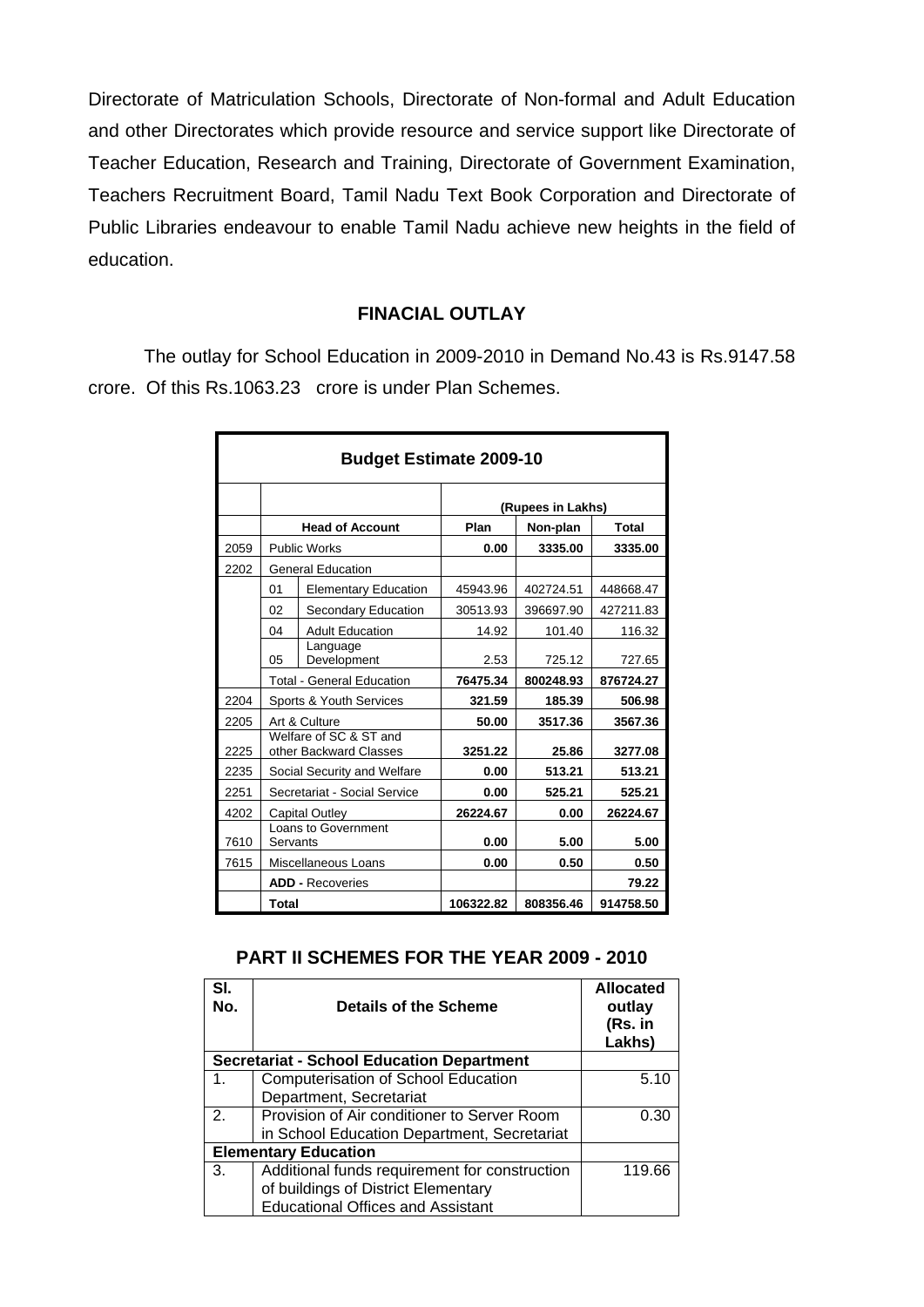Directorate of Matriculation Schools, Directorate of Non-formal and Adult Education and other Directorates which provide resource and service support like Directorate of Teacher Education, Research and Training, Directorate of Government Examination, Teachers Recruitment Board, Tamil Nadu Text Book Corporation and Directorate of Public Libraries endeavour to enable Tamil Nadu achieve new heights in the field of education.

## FINACIAL OUTLAY

The outlay for School Education in 2009-2010 in Demand No.43 is Rs.9147.58 crore. Of this Rs.1063.23 crore is under Plan Schemes.

**Budget Estimate 2009-10**

| | | | (Rupees in Lakhs) | | |
|---|---|---|---|---|---|
| | **Head of Account** | | **Plan** | **Non-plan** | **Total** |
| 2059 | Public Works | | **0.00** | **3335.00** | **3335.00** |
| 2202 | General Education | | | | |
| | 01 | Elementary Education | 45943.96 | 402724.51 | 448668.47 |
| | 02 | Secondary Education | 30513.93 | 396697.90 | 427211.83 |
| | 04 | Adult Education | 14.92 | 101.40 | 116.32 |
| | 05 | Language Development | 2.53 | 725.12 | 727.65 |
| | Total - General Education | | **76475.34** | **800248.93** | **876724.27** |
| 2204 | Sports & Youth Services | | **321.59** | **185.39** | **506.98** |
| 2205 | Art & Culture | | **50.00** | **3517.36** | **3567.36** |
| 2225 | Welfare of SC & ST and other Backward Classes | | **3251.22** | **25.86** | **3277.08** |
| 2235 | Social Security and Welfare | | **0.00** | **513.21** | **513.21** |
| 2251 | Secretariat - Social Service | | **0.00** | **525.21** | **525.21** |
| 4202 | Capital Outley | | **26224.67** | **0.00** | **26224.67** |
| 7610 | Loans to Government Servants | | **0.00** | **5.00** | **5.00** |
| 7615 | Miscellaneous Loans | | **0.00** | **0.50** | **0.50** |
| | **ADD -** Recoveries | | | | **79.22** |
| | **Total** | | **106322.82** | **808356.46** | **914758.50** |

## PART II SCHEMES FOR THE YEAR 2009 - 2010

| Sl. No. | Details of the Scheme | Allocated outlay (Rs. in Lakhs) |
|---|---|---|
| **Secretariat - School Education Department** | | |
| 1. | Computerisation of School Education Department, Secretariat | 5.10 |
| 2. | Provision of Air conditioner to Server Room in School Education Department, Secretariat | 0.30 |
| **Elementary Education** | | |
| 3. | Additional funds requirement for construction of buildings of District Elementary Educational Offices and Assistant | 119.66 |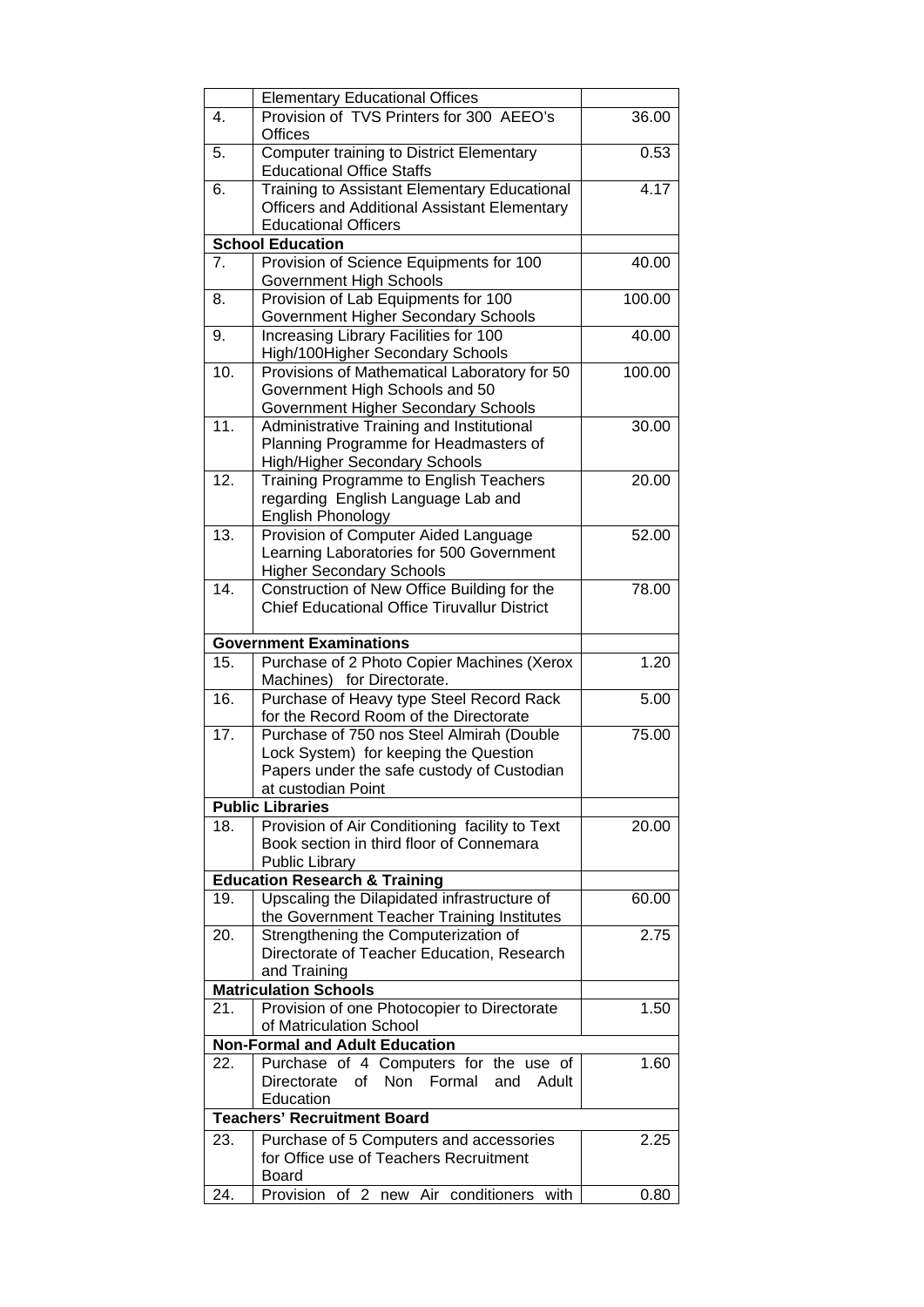| | | |
|---|---|---|
| | Elementary Educational Offices | |
| 4. | Provision of TVS Printers for 300 AEEO's Offices | 36.00 |
| 5. | Computer training to District Elementary Educational Office Staffs | 0.53 |
| 6. | Training to Assistant Elementary Educational Officers and Additional Assistant Elementary Educational Officers | 4.17 |
| **School Education** | | |
| 7. | Provision of Science Equipments for 100 Government High Schools | 40.00 |
| 8. | Provision of Lab Equipments for 100 Government Higher Secondary Schools | 100.00 |
| 9. | Increasing Library Facilities for 100 High/100Higher Secondary Schools | 40.00 |
| 10. | Provisions of Mathematical Laboratory for 50 Government High Schools and 50 Government Higher Secondary Schools | 100.00 |
| 11. | Administrative Training and Institutional Planning Programme for Headmasters of High/Higher Secondary Schools | 30.00 |
| 12. | Training Programme to English Teachers regarding English Language Lab and English Phonology | 20.00 |
| 13. | Provision of Computer Aided Language Learning Laboratories for 500 Government Higher Secondary Schools | 52.00 |
| 14. | Construction of New Office Building for the Chief Educational Office Tiruvallur District | 78.00 |
| **Government Examinations** | | |
| 15. | Purchase of 2 Photo Copier Machines (Xerox Machines) for Directorate. | 1.20 |
| 16. | Purchase of Heavy type Steel Record Rack for the Record Room of the Directorate | 5.00 |
| 17. | Purchase of 750 nos Steel Almirah (Double Lock System) for keeping the Question Papers under the safe custody of Custodian at custodian Point | 75.00 |
| **Public Libraries** | | |
| 18. | Provision of Air Conditioning facility to Text Book section in third floor of Connemara Public Library | 20.00 |
| **Education Research & Training** | | |
| 19. | Upscaling the Dilapidated infrastructure of the Government Teacher Training Institutes | 60.00 |
| 20. | Strengthening the Computerization of Directorate of Teacher Education, Research and Training | 2.75 |
| **Matriculation Schools** | | |
| 21. | Provision of one Photocopier to Directorate of Matriculation School | 1.50 |
| **Non-Formal and Adult Education** | | |
| 22. | Purchase of 4 Computers for the use of Directorate of Non Formal and Adult Education | 1.60 |
| **Teachers' Recruitment Board** | | |
| 23. | Purchase of 5 Computers and accessories for Office use of Teachers Recruitment Board | 2.25 |
| 24. | Provision of 2 new Air conditioners with | 0.80 |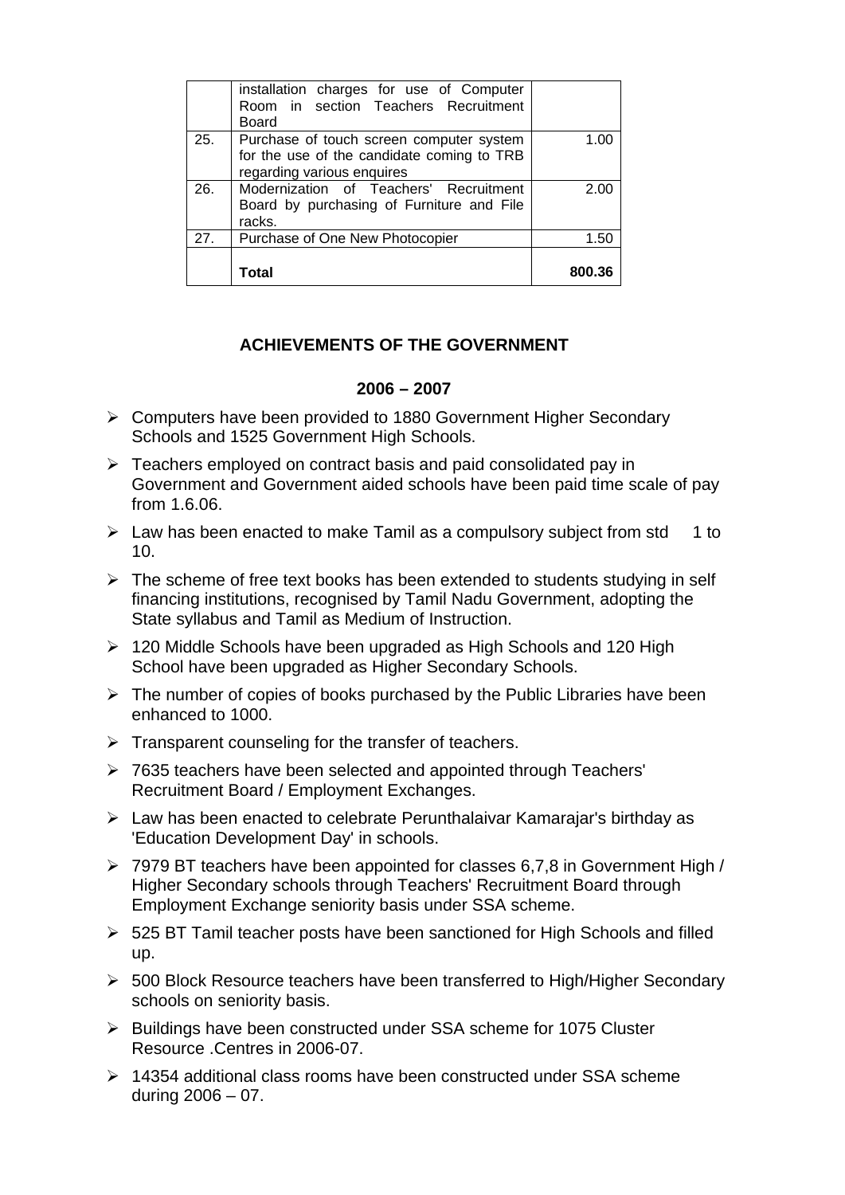| | | |
|---|---|---|
| | installation charges for use of Computer Room in section Teachers Recruitment Board | |
| 25. | Purchase of touch screen computer system for the use of the candidate coming to TRB regarding various enquires | 1.00 |
| 26. | Modernization of Teachers' Recruitment Board by purchasing of Furniture and File racks. | 2.00 |
| 27. | Purchase of One New Photocopier | 1.50 |
| | **Total** | **800.36** |

## ACHIEVEMENTS OF THE GOVERNMENT

### 2006 – 2007

- Computers have been provided to 1880 Government Higher Secondary Schools and 1525 Government High Schools.
- Teachers employed on contract basis and paid consolidated pay in Government and Government aided schools have been paid time scale of pay from 1.6.06.
- Law has been enacted to make Tamil as a compulsory subject from std 1 to 10.
- The scheme of free text books has been extended to students studying in self financing institutions, recognised by Tamil Nadu Government, adopting the State syllabus and Tamil as Medium of Instruction.
- 120 Middle Schools have been upgraded as High Schools and 120 High School have been upgraded as Higher Secondary Schools.
- The number of copies of books purchased by the Public Libraries have been enhanced to 1000.
- Transparent counseling for the transfer of teachers.
- 7635 teachers have been selected and appointed through Teachers' Recruitment Board / Employment Exchanges.
- Law has been enacted to celebrate Perunthalaivar Kamarajar's birthday as 'Education Development Day' in schools.
- 7979 BT teachers have been appointed for classes 6,7,8 in Government High / Higher Secondary schools through Teachers' Recruitment Board through Employment Exchange seniority basis under SSA scheme.
- 525 BT Tamil teacher posts have been sanctioned for High Schools and filled up.
- 500 Block Resource teachers have been transferred to High/Higher Secondary schools on seniority basis.
- Buildings have been constructed under SSA scheme for 1075 Cluster Resource .Centres in 2006-07.
- 14354 additional class rooms have been constructed under SSA scheme during 2006 – 07.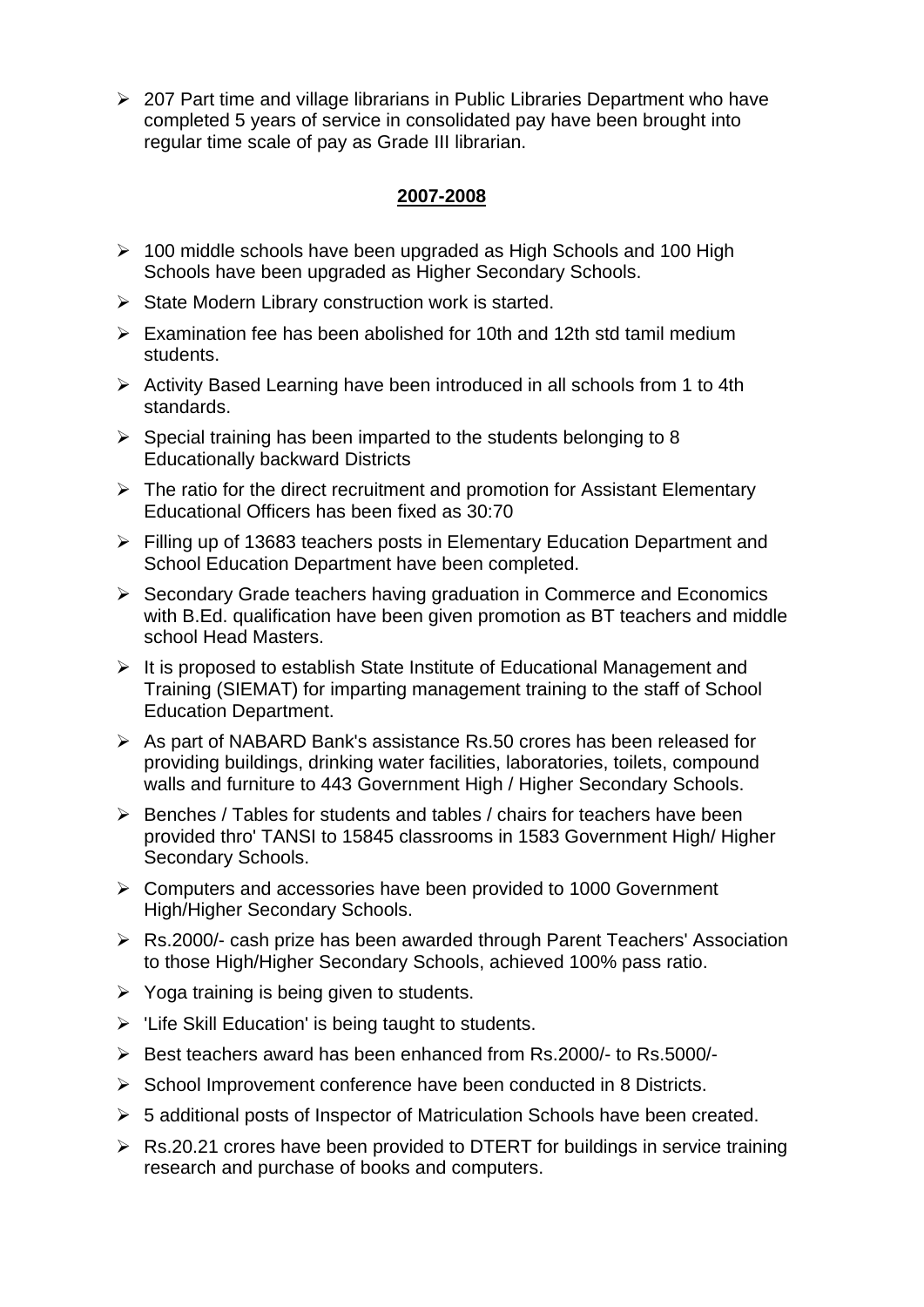- 207 Part time and village librarians in Public Libraries Department who have completed 5 years of service in consolidated pay have been brought into regular time scale of pay as Grade III librarian.

## **2007-2008**

- 100 middle schools have been upgraded as High Schools and 100 High Schools have been upgraded as Higher Secondary Schools.
- State Modern Library construction work is started.
- Examination fee has been abolished for 10th and 12th std tamil medium students.
- Activity Based Learning have been introduced in all schools from 1 to 4th standards.
- Special training has been imparted to the students belonging to 8 Educationally backward Districts
- The ratio for the direct recruitment and promotion for Assistant Elementary Educational Officers has been fixed as 30:70
- Filling up of 13683 teachers posts in Elementary Education Department and School Education Department have been completed.
- Secondary Grade teachers having graduation in Commerce and Economics with B.Ed. qualification have been given promotion as BT teachers and middle school Head Masters.
- It is proposed to establish State Institute of Educational Management and Training (SIEMAT) for imparting management training to the staff of School Education Department.
- As part of NABARD Bank's assistance Rs.50 crores has been released for providing buildings, drinking water facilities, laboratories, toilets, compound walls and furniture to 443 Government High / Higher Secondary Schools.
- Benches / Tables for students and tables / chairs for teachers have been provided thro' TANSI to 15845 classrooms in 1583 Government High/ Higher Secondary Schools.
- Computers and accessories have been provided to 1000 Government High/Higher Secondary Schools.
- Rs.2000/- cash prize has been awarded through Parent Teachers' Association to those High/Higher Secondary Schools, achieved 100% pass ratio.
- Yoga training is being given to students.
- 'Life Skill Education' is being taught to students.
- Best teachers award has been enhanced from Rs.2000/- to Rs.5000/-
- School Improvement conference have been conducted in 8 Districts.
- 5 additional posts of Inspector of Matriculation Schools have been created.
- Rs.20.21 crores have been provided to DTERT for buildings in service training research and purchase of books and computers.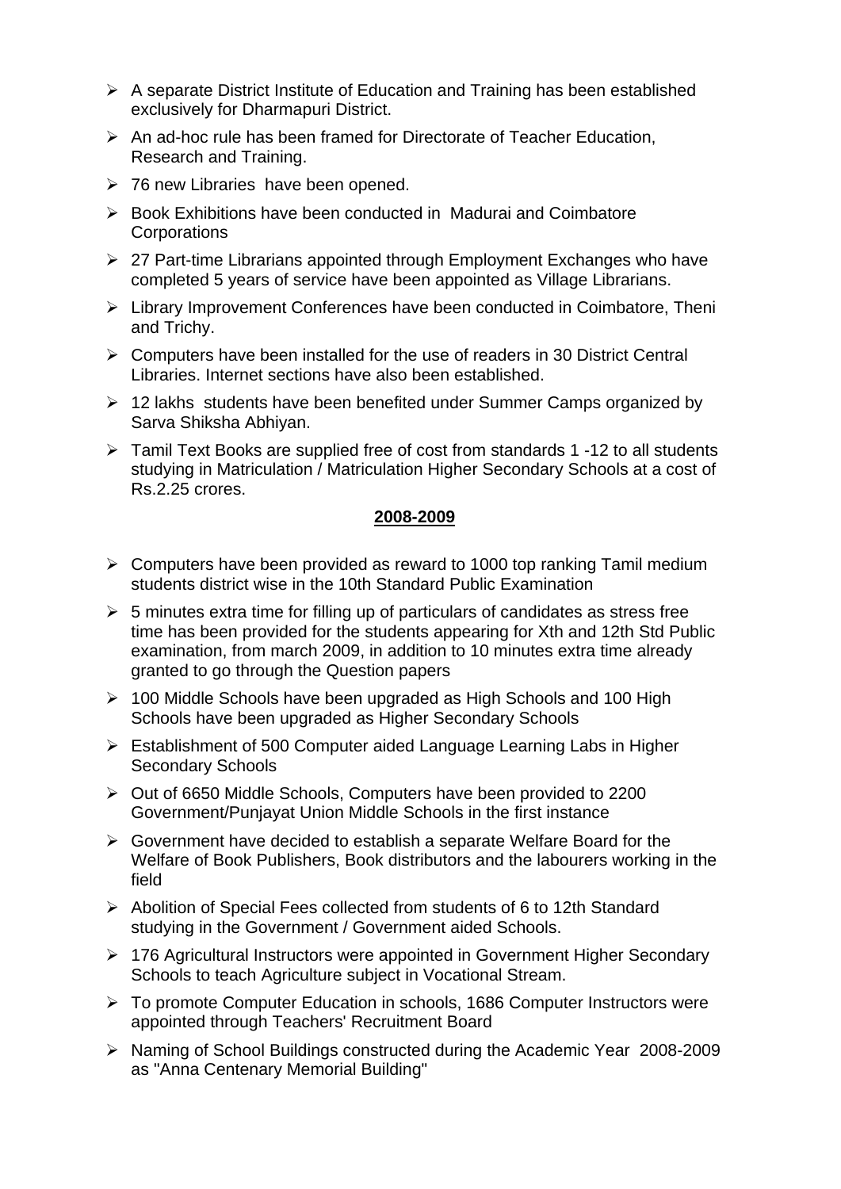- A separate District Institute of Education and Training has been established exclusively for Dharmapuri District.
- An ad-hoc rule has been framed for Directorate of Teacher Education, Research and Training.
- 76 new Libraries have been opened.
- Book Exhibitions have been conducted in Madurai and Coimbatore Corporations
- 27 Part-time Librarians appointed through Employment Exchanges who have completed 5 years of service have been appointed as Village Librarians.
- Library Improvement Conferences have been conducted in Coimbatore, Theni and Trichy.
- Computers have been installed for the use of readers in 30 District Central Libraries. Internet sections have also been established.
- 12 lakhs students have been benefited under Summer Camps organized by Sarva Shiksha Abhiyan.
- Tamil Text Books are supplied free of cost from standards 1 -12 to all students studying in Matriculation / Matriculation Higher Secondary Schools at a cost of Rs.2.25 crores.

**2008-2009**

- Computers have been provided as reward to 1000 top ranking Tamil medium students district wise in the 10th Standard Public Examination
- 5 minutes extra time for filling up of particulars of candidates as stress free time has been provided for the students appearing for Xth and 12th Std Public examination, from march 2009, in addition to 10 minutes extra time already granted to go through the Question papers
- 100 Middle Schools have been upgraded as High Schools and 100 High Schools have been upgraded as Higher Secondary Schools
- Establishment of 500 Computer aided Language Learning Labs in Higher Secondary Schools
- Out of 6650 Middle Schools, Computers have been provided to 2200 Government/Punjayat Union Middle Schools in the first instance
- Government have decided to establish a separate Welfare Board for the Welfare of Book Publishers, Book distributors and the labourers working in the field
- Abolition of Special Fees collected from students of 6 to 12th Standard studying in the Government / Government aided Schools.
- 176 Agricultural Instructors were appointed in Government Higher Secondary Schools to teach Agriculture subject in Vocational Stream.
- To promote Computer Education in schools, 1686 Computer Instructors were appointed through Teachers' Recruitment Board
- Naming of School Buildings constructed during the Academic Year 2008-2009 as "Anna Centenary Memorial Building"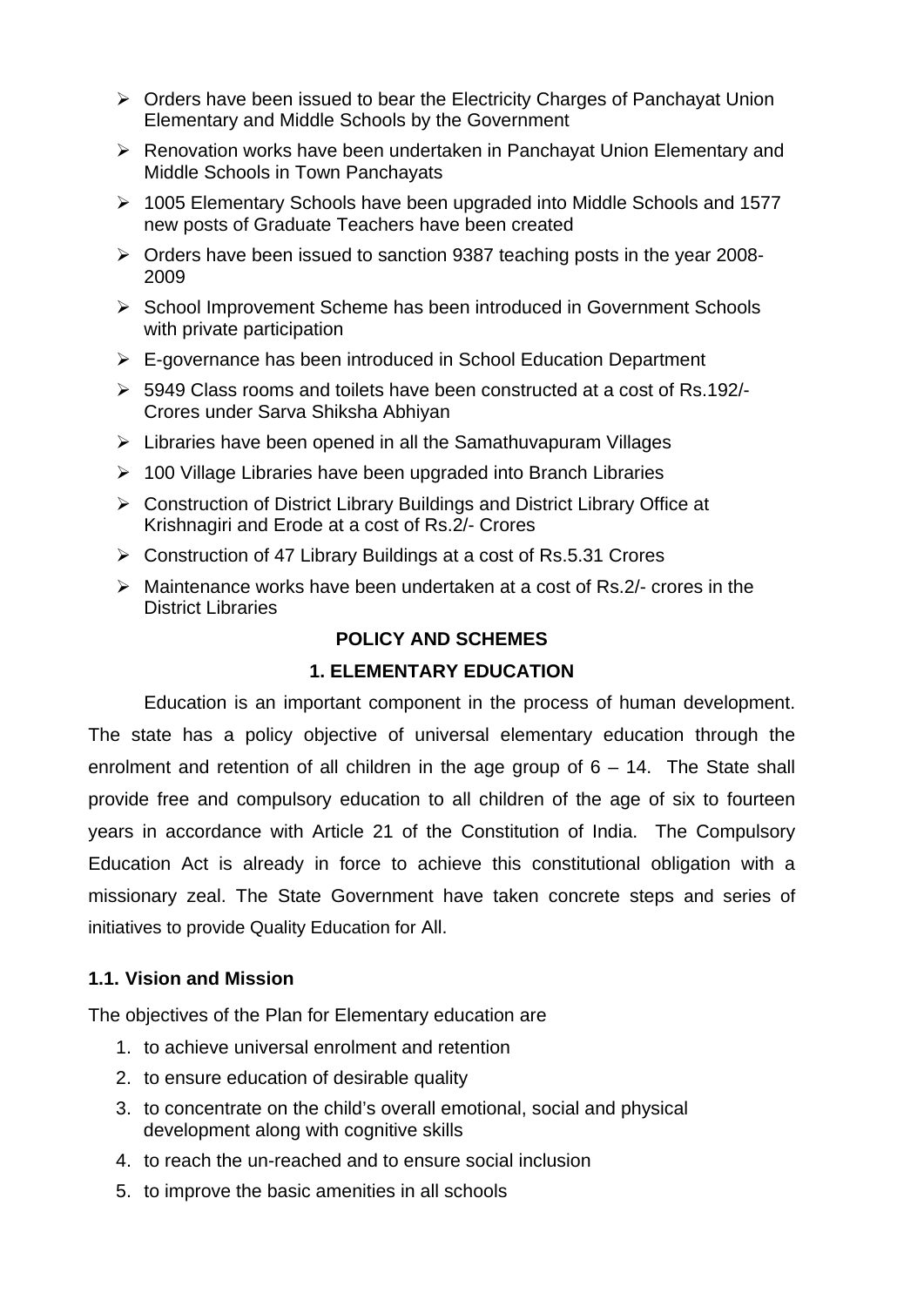- Orders have been issued to bear the Electricity Charges of Panchayat Union Elementary and Middle Schools by the Government
- Renovation works have been undertaken in Panchayat Union Elementary and Middle Schools in Town Panchayats
- 1005 Elementary Schools have been upgraded into Middle Schools and 1577 new posts of Graduate Teachers have been created
- Orders have been issued to sanction 9387 teaching posts in the year 2008-2009
- School Improvement Scheme has been introduced in Government Schools with private participation
- E-governance has been introduced in School Education Department
- 5949 Class rooms and toilets have been constructed at a cost of Rs.192/- Crores under Sarva Shiksha Abhiyan
- Libraries have been opened in all the Samathuvapuram Villages
- 100 Village Libraries have been upgraded into Branch Libraries
- Construction of District Library Buildings and District Library Office at Krishnagiri and Erode at a cost of Rs.2/- Crores
- Construction of 47 Library Buildings at a cost of Rs.5.31 Crores
- Maintenance works have been undertaken at a cost of Rs.2/- crores in the District Libraries

## POLICY AND SCHEMES

## 1. ELEMENTARY EDUCATION

Education is an important component in the process of human development. The state has a policy objective of universal elementary education through the enrolment and retention of all children in the age group of 6 – 14. The State shall provide free and compulsory education to all children of the age of six to fourteen years in accordance with Article 21 of the Constitution of India. The Compulsory Education Act is already in force to achieve this constitutional obligation with a missionary zeal. The State Government have taken concrete steps and series of initiatives to provide Quality Education for All.

### 1.1. Vision and Mission

The objectives of the Plan for Elementary education are

1. to achieve universal enrolment and retention
2. to ensure education of desirable quality
3. to concentrate on the child's overall emotional, social and physical development along with cognitive skills
4. to reach the un-reached and to ensure social inclusion
5. to improve the basic amenities in all schools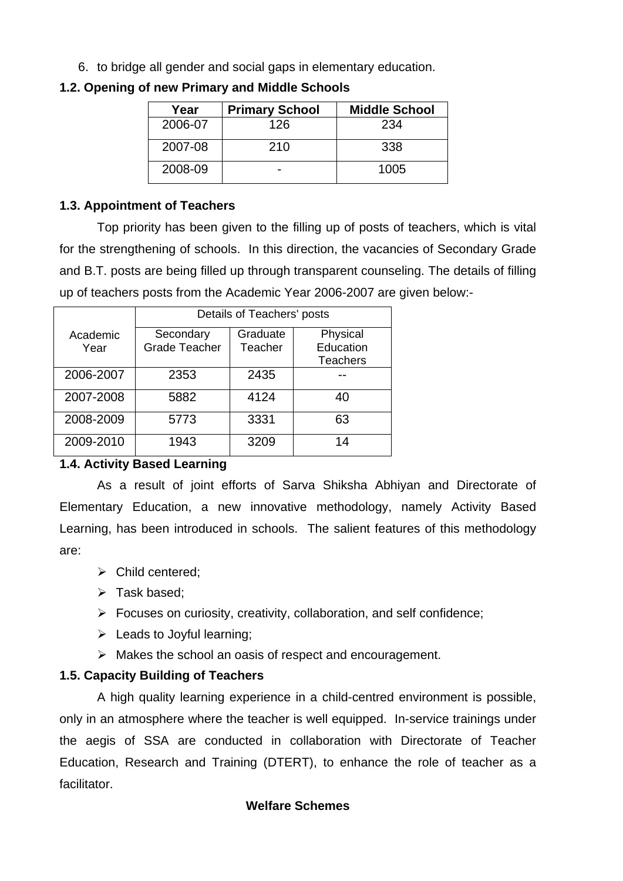6. to bridge all gender and social gaps in elementary education.

### 1.2. Opening of new Primary and Middle Schools

| Year | Primary School | Middle School |
|---|---|---|
| 2006-07 | 126 | 234 |
| 2007-08 | 210 | 338 |
| 2008-09 | - | 1005 |

### 1.3. Appointment of Teachers

Top priority has been given to the filling up of posts of teachers, which is vital for the strengthening of schools. In this direction, the vacancies of Secondary Grade and B.T. posts are being filled up through transparent counseling. The details of filling up of teachers posts from the Academic Year 2006-2007 are given below:-

| Academic Year | Details of Teachers' posts | | |
|---|---|---|---|
| | Secondary Grade Teacher | Graduate Teacher | Physical Education Teachers |
| 2006-2007 | 2353 | 2435 | -- |
| 2007-2008 | 5882 | 4124 | 40 |
| 2008-2009 | 5773 | 3331 | 63 |
| 2009-2010 | 1943 | 3209 | 14 |

### 1.4. Activity Based Learning

As a result of joint efforts of Sarva Shiksha Abhiyan and Directorate of Elementary Education, a new innovative methodology, namely Activity Based Learning, has been introduced in schools. The salient features of this methodology are:

- Child centered;
- Task based;
- Focuses on curiosity, creativity, collaboration, and self confidence;
- Leads to Joyful learning;
- Makes the school an oasis of respect and encouragement.

### 1.5. Capacity Building of Teachers

A high quality learning experience in a child-centred environment is possible, only in an atmosphere where the teacher is well equipped. In-service trainings under the aegis of SSA are conducted in collaboration with Directorate of Teacher Education, Research and Training (DTERT), to enhance the role of teacher as a facilitator.

**Welfare Schemes**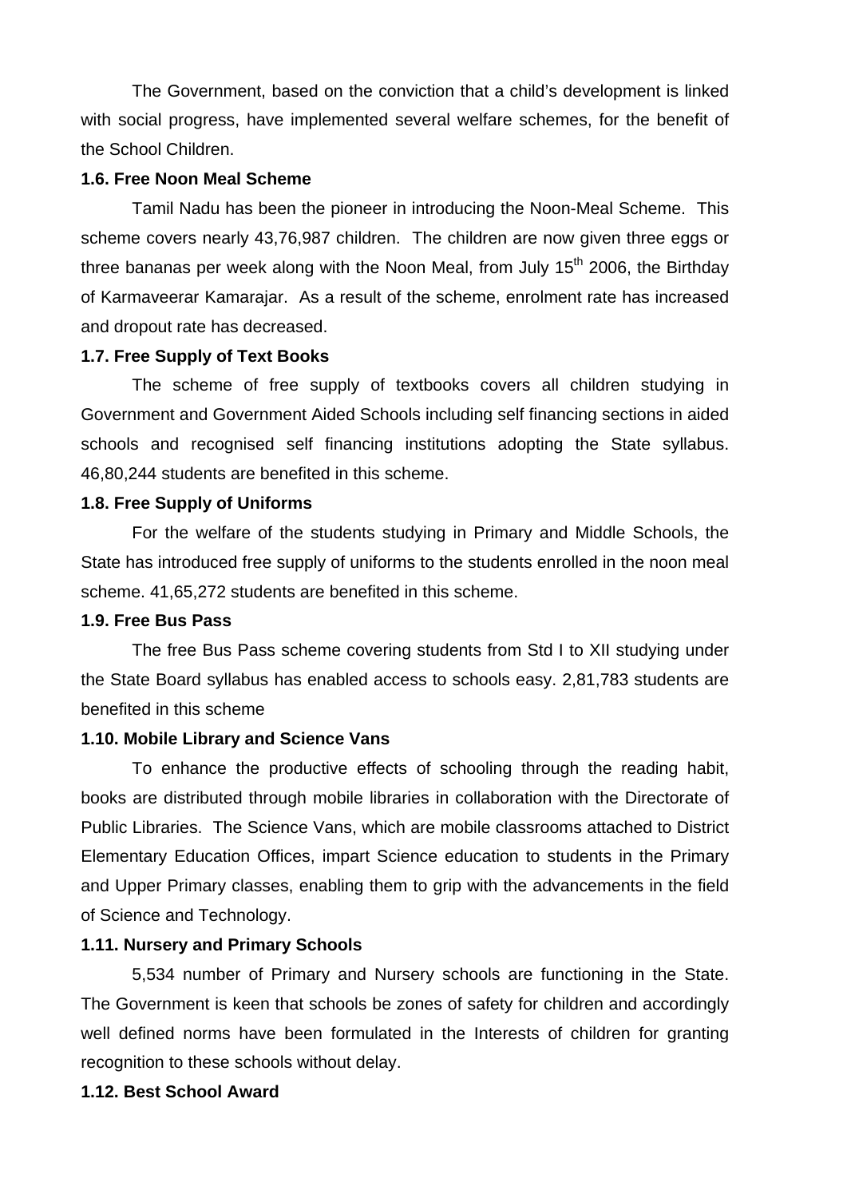The Government, based on the conviction that a child's development is linked with social progress, have implemented several welfare schemes, for the benefit of the School Children.

**1.6. Free Noon Meal Scheme**

Tamil Nadu has been the pioneer in introducing the Noon-Meal Scheme. This scheme covers nearly 43,76,987 children. The children are now given three eggs or three bananas per week along with the Noon Meal, from July 15th 2006, the Birthday of Karmaveerar Kamarajar. As a result of the scheme, enrolment rate has increased and dropout rate has decreased.

**1.7. Free Supply of Text Books**

The scheme of free supply of textbooks covers all children studying in Government and Government Aided Schools including self financing sections in aided schools and recognised self financing institutions adopting the State syllabus. 46,80,244 students are benefited in this scheme.

**1.8. Free Supply of Uniforms**

For the welfare of the students studying in Primary and Middle Schools, the State has introduced free supply of uniforms to the students enrolled in the noon meal scheme. 41,65,272 students are benefited in this scheme.

**1.9. Free Bus Pass**

The free Bus Pass scheme covering students from Std I to XII studying under the State Board syllabus has enabled access to schools easy. 2,81,783 students are benefited in this scheme

**1.10. Mobile Library and Science Vans**

To enhance the productive effects of schooling through the reading habit, books are distributed through mobile libraries in collaboration with the Directorate of Public Libraries. The Science Vans, which are mobile classrooms attached to District Elementary Education Offices, impart Science education to students in the Primary and Upper Primary classes, enabling them to grip with the advancements in the field of Science and Technology.

**1.11. Nursery and Primary Schools**

5,534 number of Primary and Nursery schools are functioning in the State. The Government is keen that schools be zones of safety for children and accordingly well defined norms have been formulated in the Interests of children for granting recognition to these schools without delay.

**1.12. Best School Award**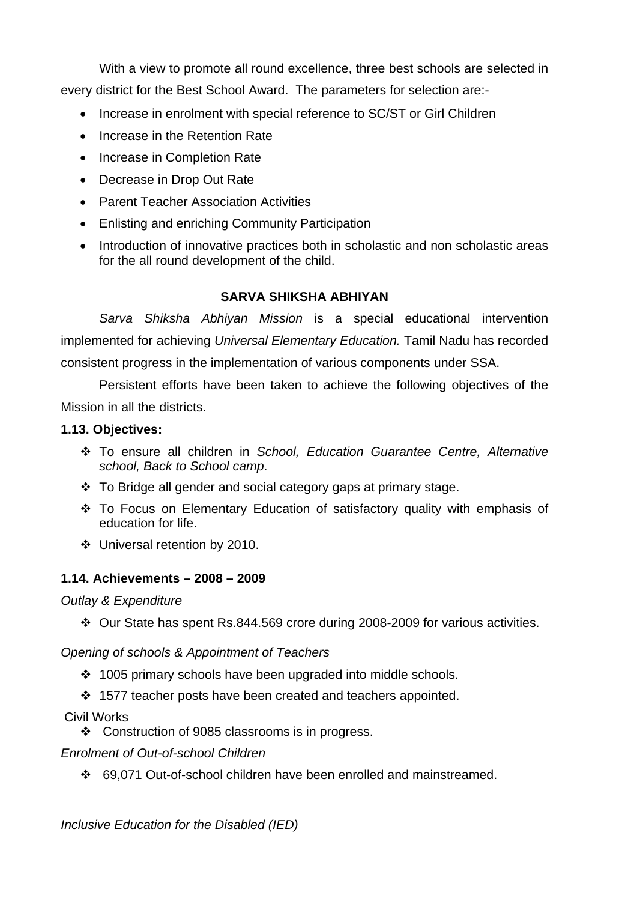With a view to promote all round excellence, three best schools are selected in every district for the Best School Award. The parameters for selection are:-

- Increase in enrolment with special reference to SC/ST or Girl Children
- Increase in the Retention Rate
- Increase in Completion Rate
- Decrease in Drop Out Rate
- Parent Teacher Association Activities
- Enlisting and enriching Community Participation
- Introduction of innovative practices both in scholastic and non scholastic areas for the all round development of the child.

## SARVA SHIKSHA ABHIYAN

*Sarva Shiksha Abhiyan Mission* is a special educational intervention implemented for achieving *Universal Elementary Education.* Tamil Nadu has recorded consistent progress in the implementation of various components under SSA.

Persistent efforts have been taken to achieve the following objectives of the Mission in all the districts.

### 1.13. Objectives:

- To ensure all children in *School, Education Guarantee Centre, Alternative school, Back to School camp*.
- To Bridge all gender and social category gaps at primary stage.
- To Focus on Elementary Education of satisfactory quality with emphasis of education for life.
- Universal retention by 2010.

### 1.14. Achievements – 2008 – 2009

*Outlay & Expenditure*

- Our State has spent Rs.844.569 crore during 2008-2009 for various activities.

*Opening of schools & Appointment of Teachers*

- 1005 primary schools have been upgraded into middle schools.
- 1577 teacher posts have been created and teachers appointed.

Civil Works

- Construction of 9085 classrooms is in progress.

*Enrolment of Out-of-school Children*

- 69,071 Out-of-school children have been enrolled and mainstreamed.

*Inclusive Education for the Disabled (IED)*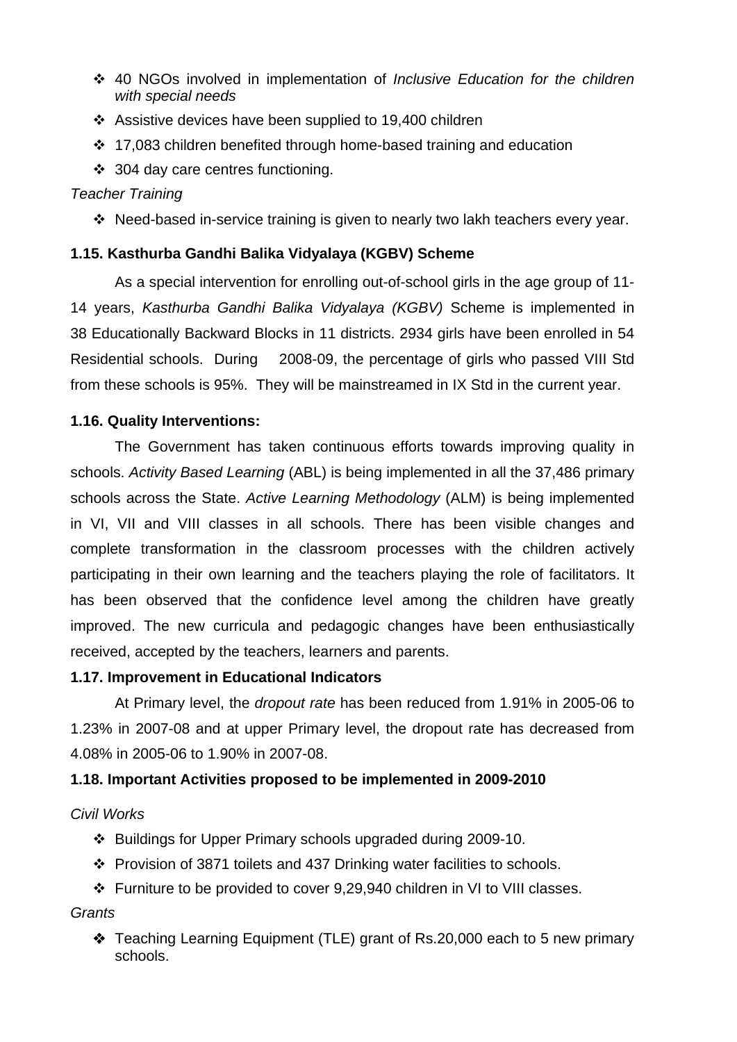- 40 NGOs involved in implementation of *Inclusive Education for the children with special needs*
- Assistive devices have been supplied to 19,400 children
- 17,083 children benefited through home-based training and education
- 304 day care centres functioning.

*Teacher Training*

- Need-based in-service training is given to nearly two lakh teachers every year.

### 1.15. Kasthurba Gandhi Balika Vidyalaya (KGBV) Scheme

As a special intervention for enrolling out-of-school girls in the age group of 11-14 years, *Kasthurba Gandhi Balika Vidyalaya (KGBV)* Scheme is implemented in 38 Educationally Backward Blocks in 11 districts. 2934 girls have been enrolled in 54 Residential schools. During 2008-09, the percentage of girls who passed VIII Std from these schools is 95%. They will be mainstreamed in IX Std in the current year.

### 1.16. Quality Interventions:

The Government has taken continuous efforts towards improving quality in schools. *Activity Based Learning* (ABL) is being implemented in all the 37,486 primary schools across the State. *Active Learning Methodology* (ALM) is being implemented in VI, VII and VIII classes in all schools. There has been visible changes and complete transformation in the classroom processes with the children actively participating in their own learning and the teachers playing the role of facilitators. It has been observed that the confidence level among the children have greatly improved. The new curricula and pedagogic changes have been enthusiastically received, accepted by the teachers, learners and parents.

### 1.17. Improvement in Educational Indicators

At Primary level, the *dropout rate* has been reduced from 1.91% in 2005-06 to 1.23% in 2007-08 and at upper Primary level, the dropout rate has decreased from 4.08% in 2005-06 to 1.90% in 2007-08.

### 1.18. Important Activities proposed to be implemented in 2009-2010

*Civil Works*

- Buildings for Upper Primary schools upgraded during 2009-10.
- Provision of 3871 toilets and 437 Drinking water facilities to schools.
- Furniture to be provided to cover 9,29,940 children in VI to VIII classes.

*Grants*

- Teaching Learning Equipment (TLE) grant of Rs.20,000 each to 5 new primary schools.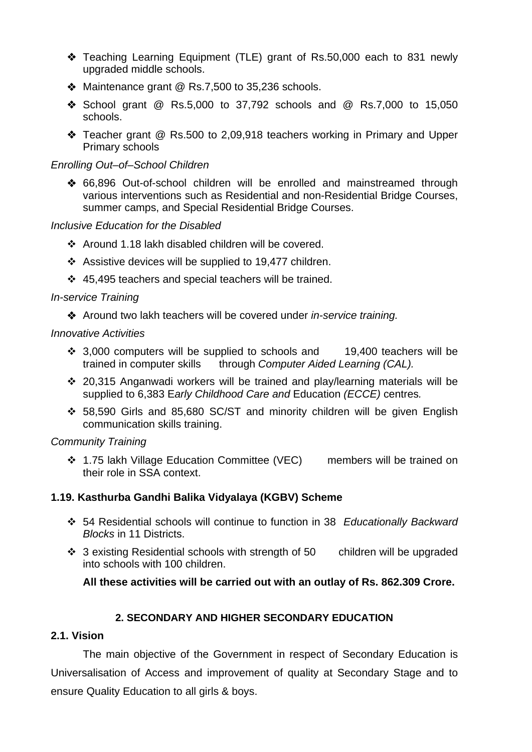- Teaching Learning Equipment (TLE) grant of Rs.50,000 each to 831 newly upgraded middle schools.
- Maintenance grant @ Rs.7,500 to 35,236 schools.
- School grant @ Rs.5,000 to 37,792 schools and @ Rs.7,000 to 15,050 schools.
- Teacher grant @ Rs.500 to 2,09,918 teachers working in Primary and Upper Primary schools

*Enrolling Out–of–School Children*

- 66,896 Out-of-school children will be enrolled and mainstreamed through various interventions such as Residential and non-Residential Bridge Courses, summer camps, and Special Residential Bridge Courses.

*Inclusive Education for the Disabled*

- Around 1.18 lakh disabled children will be covered.
- Assistive devices will be supplied to 19,477 children.
- 45,495 teachers and special teachers will be trained.

*In-service Training*

- Around two lakh teachers will be covered under *in-service training.*

*Innovative Activities*

- 3,000 computers will be supplied to schools and 19,400 teachers will be trained in computer skills through *Computer Aided Learning (CAL).*
- 20,315 Anganwadi workers will be trained and play/learning materials will be supplied to 6,383 E*arly Childhood Care and* Education *(ECCE)* centres*.*
- 58,590 Girls and 85,680 SC/ST and minority children will be given English communication skills training.

*Community Training*

- 1.75 lakh Village Education Committee (VEC) members will be trained on their role in SSA context.

### 1.19. Kasthurba Gandhi Balika Vidyalaya (KGBV) Scheme

- 54 Residential schools will continue to function in 38 *Educationally Backward Blocks* in 11 Districts.
- 3 existing Residential schools with strength of 50 children will be upgraded into schools with 100 children.

**All these activities will be carried out with an outlay of Rs. 862.309 Crore.**

## 2. SECONDARY AND HIGHER SECONDARY EDUCATION

### 2.1. Vision

The main objective of the Government in respect of Secondary Education is Universalisation of Access and improvement of quality at Secondary Stage and to ensure Quality Education to all girls & boys.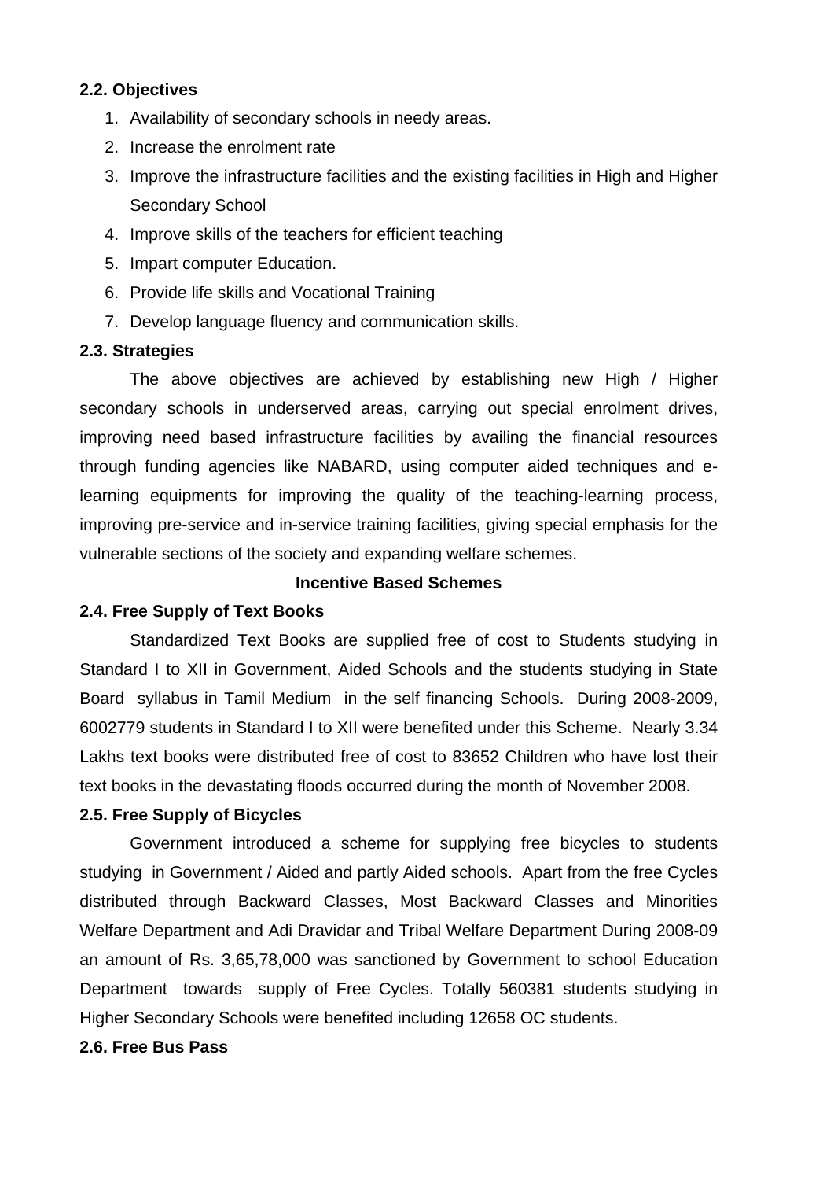### 2.2. Objectives

1. Availability of secondary schools in needy areas.
2. Increase the enrolment rate
3. Improve the infrastructure facilities and the existing facilities in High and Higher Secondary School
4. Improve skills of the teachers for efficient teaching
5. Impart computer Education.
6. Provide life skills and Vocational Training
7. Develop language fluency and communication skills.

### 2.3. Strategies

The above objectives are achieved by establishing new High / Higher secondary schools in underserved areas, carrying out special enrolment drives, improving need based infrastructure facilities by availing the financial resources through funding agencies like NABARD, using computer aided techniques and e-learning equipments for improving the quality of the teaching-learning process, improving pre-service and in-service training facilities, giving special emphasis for the vulnerable sections of the society and expanding welfare schemes.

**Incentive Based Schemes**

### 2.4. Free Supply of Text Books

Standardized Text Books are supplied free of cost to Students studying in Standard I to XII in Government, Aided Schools and the students studying in State Board syllabus in Tamil Medium in the self financing Schools. During 2008-2009, 6002779 students in Standard I to XII were benefited under this Scheme. Nearly 3.34 Lakhs text books were distributed free of cost to 83652 Children who have lost their text books in the devastating floods occurred during the month of November 2008.

### 2.5. Free Supply of Bicycles

Government introduced a scheme for supplying free bicycles to students studying in Government / Aided and partly Aided schools. Apart from the free Cycles distributed through Backward Classes, Most Backward Classes and Minorities Welfare Department and Adi Dravidar and Tribal Welfare Department During 2008-09 an amount of Rs. 3,65,78,000 was sanctioned by Government to school Education Department towards supply of Free Cycles. Totally 560381 students studying in Higher Secondary Schools were benefited including 12658 OC students.

### 2.6. Free Bus Pass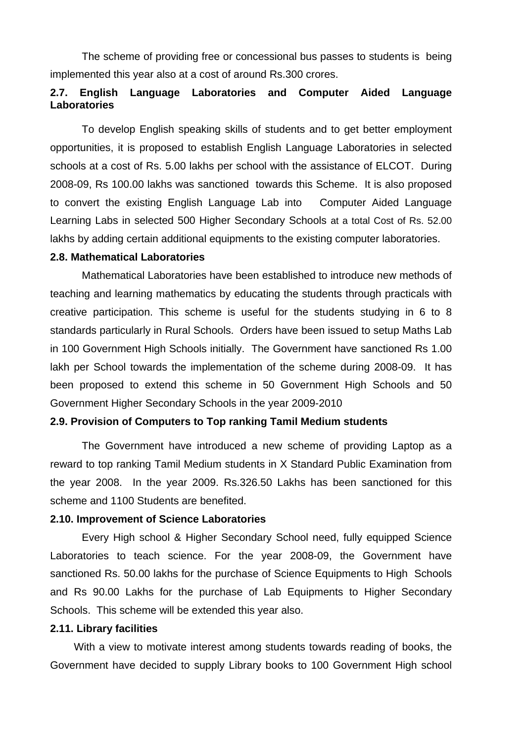The scheme of providing free or concessional bus passes to students is being implemented this year also at a cost of around Rs.300 crores.

**2.7. English Language Laboratories and Computer Aided Language Laboratories**

To develop English speaking skills of students and to get better employment opportunities, it is proposed to establish English Language Laboratories in selected schools at a cost of Rs. 5.00 lakhs per school with the assistance of ELCOT. During 2008-09, Rs 100.00 lakhs was sanctioned towards this Scheme. It is also proposed to convert the existing English Language Lab into Computer Aided Language Learning Labs in selected 500 Higher Secondary Schools at a total Cost of Rs. 52.00 lakhs by adding certain additional equipments to the existing computer laboratories.

**2.8. Mathematical Laboratories**

Mathematical Laboratories have been established to introduce new methods of teaching and learning mathematics by educating the students through practicals with creative participation. This scheme is useful for the students studying in 6 to 8 standards particularly in Rural Schools. Orders have been issued to setup Maths Lab in 100 Government High Schools initially. The Government have sanctioned Rs 1.00 lakh per School towards the implementation of the scheme during 2008-09. It has been proposed to extend this scheme in 50 Government High Schools and 50 Government Higher Secondary Schools in the year 2009-2010

**2.9. Provision of Computers to Top ranking Tamil Medium students**

The Government have introduced a new scheme of providing Laptop as a reward to top ranking Tamil Medium students in X Standard Public Examination from the year 2008. In the year 2009. Rs.326.50 Lakhs has been sanctioned for this scheme and 1100 Students are benefited.

**2.10. Improvement of Science Laboratories**

Every High school & Higher Secondary School need, fully equipped Science Laboratories to teach science. For the year 2008-09, the Government have sanctioned Rs. 50.00 lakhs for the purchase of Science Equipments to High Schools and Rs 90.00 Lakhs for the purchase of Lab Equipments to Higher Secondary Schools. This scheme will be extended this year also.

**2.11. Library facilities**

With a view to motivate interest among students towards reading of books, the Government have decided to supply Library books to 100 Government High school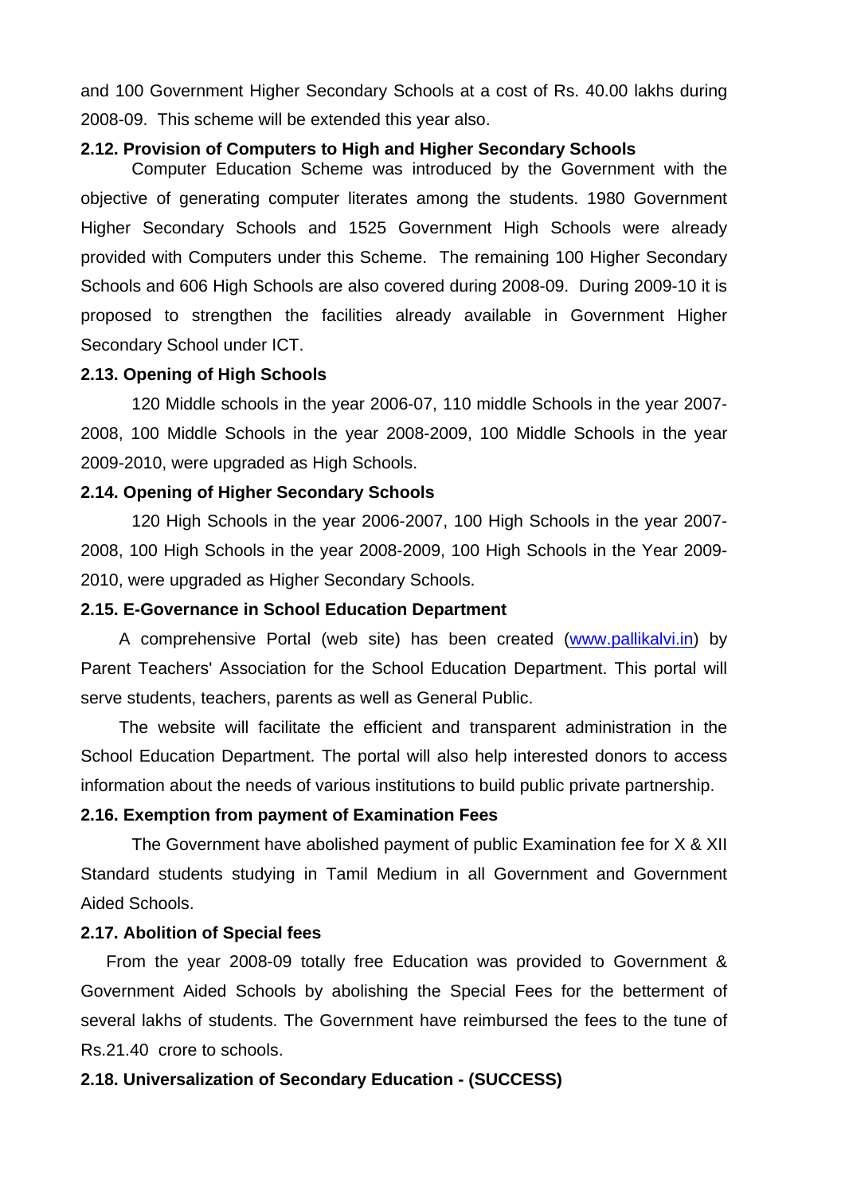and 100 Government Higher Secondary Schools at a cost of Rs. 40.00 lakhs during 2008-09. This scheme will be extended this year also.

**2.12. Provision of Computers to High and Higher Secondary Schools**

Computer Education Scheme was introduced by the Government with the objective of generating computer literates among the students. 1980 Government Higher Secondary Schools and 1525 Government High Schools were already provided with Computers under this Scheme. The remaining 100 Higher Secondary Schools and 606 High Schools are also covered during 2008-09. During 2009-10 it is proposed to strengthen the facilities already available in Government Higher Secondary School under ICT.

**2.13. Opening of High Schools**

120 Middle schools in the year 2006-07, 110 middle Schools in the year 2007-2008, 100 Middle Schools in the year 2008-2009, 100 Middle Schools in the year 2009-2010, were upgraded as High Schools.

**2.14. Opening of Higher Secondary Schools**

120 High Schools in the year 2006-2007, 100 High Schools in the year 2007-2008, 100 High Schools in the year 2008-2009, 100 High Schools in the Year 2009-2010, were upgraded as Higher Secondary Schools.

**2.15. E-Governance in School Education Department**

A comprehensive Portal (web site) has been created (www.pallikalvi.in) by Parent Teachers' Association for the School Education Department. This portal will serve students, teachers, parents as well as General Public.

The website will facilitate the efficient and transparent administration in the School Education Department. The portal will also help interested donors to access information about the needs of various institutions to build public private partnership.

**2.16. Exemption from payment of Examination Fees**

The Government have abolished payment of public Examination fee for X & XII Standard students studying in Tamil Medium in all Government and Government Aided Schools.

**2.17. Abolition of Special fees**

From the year 2008-09 totally free Education was provided to Government & Government Aided Schools by abolishing the Special Fees for the betterment of several lakhs of students. The Government have reimbursed the fees to the tune of Rs.21.40 crore to schools.

**2.18. Universalization of Secondary Education - (SUCCESS)**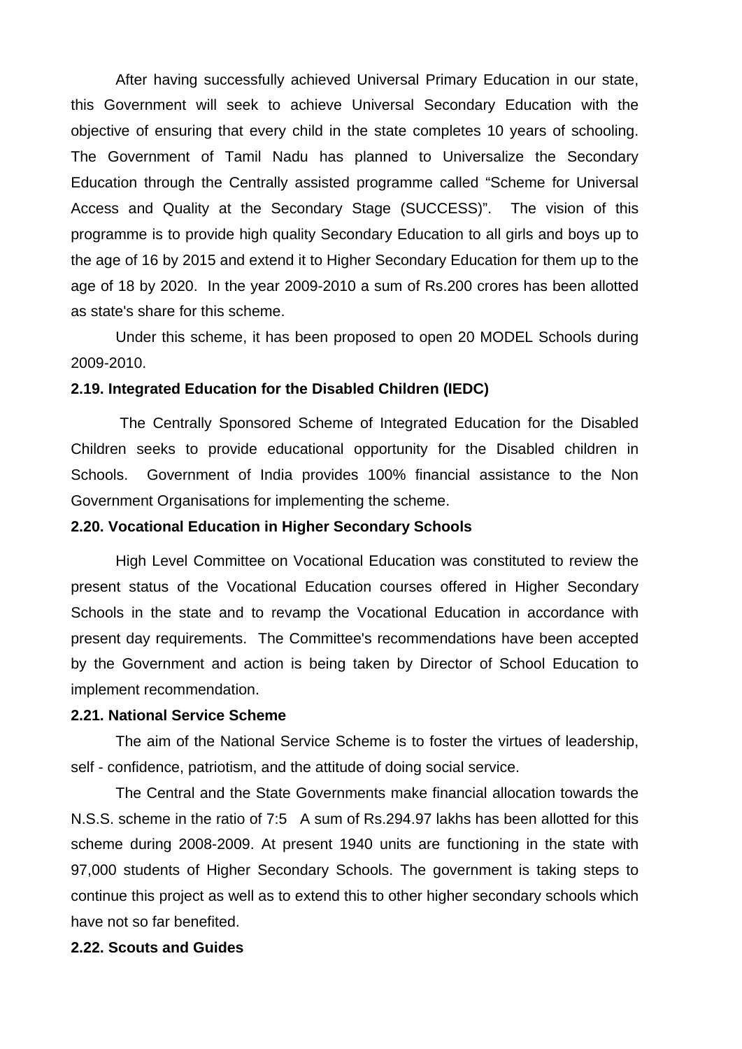After having successfully achieved Universal Primary Education in our state, this Government will seek to achieve Universal Secondary Education with the objective of ensuring that every child in the state completes 10 years of schooling. The Government of Tamil Nadu has planned to Universalize the Secondary Education through the Centrally assisted programme called "Scheme for Universal Access and Quality at the Secondary Stage (SUCCESS)". The vision of this programme is to provide high quality Secondary Education to all girls and boys up to the age of 16 by 2015 and extend it to Higher Secondary Education for them up to the age of 18 by 2020. In the year 2009-2010 a sum of Rs.200 crores has been allotted as state's share for this scheme.

Under this scheme, it has been proposed to open 20 MODEL Schools during 2009-2010.

**2.19. Integrated Education for the Disabled Children (IEDC)**

The Centrally Sponsored Scheme of Integrated Education for the Disabled Children seeks to provide educational opportunity for the Disabled children in Schools. Government of India provides 100% financial assistance to the Non Government Organisations for implementing the scheme.

**2.20. Vocational Education in Higher Secondary Schools**

High Level Committee on Vocational Education was constituted to review the present status of the Vocational Education courses offered in Higher Secondary Schools in the state and to revamp the Vocational Education in accordance with present day requirements. The Committee's recommendations have been accepted by the Government and action is being taken by Director of School Education to implement recommendation.

**2.21. National Service Scheme**

The aim of the National Service Scheme is to foster the virtues of leadership, self - confidence, patriotism, and the attitude of doing social service.

The Central and the State Governments make financial allocation towards the N.S.S. scheme in the ratio of 7:5 A sum of Rs.294.97 lakhs has been allotted for this scheme during 2008-2009. At present 1940 units are functioning in the state with 97,000 students of Higher Secondary Schools. The government is taking steps to continue this project as well as to extend this to other higher secondary schools which have not so far benefited.

**2.22. Scouts and Guides**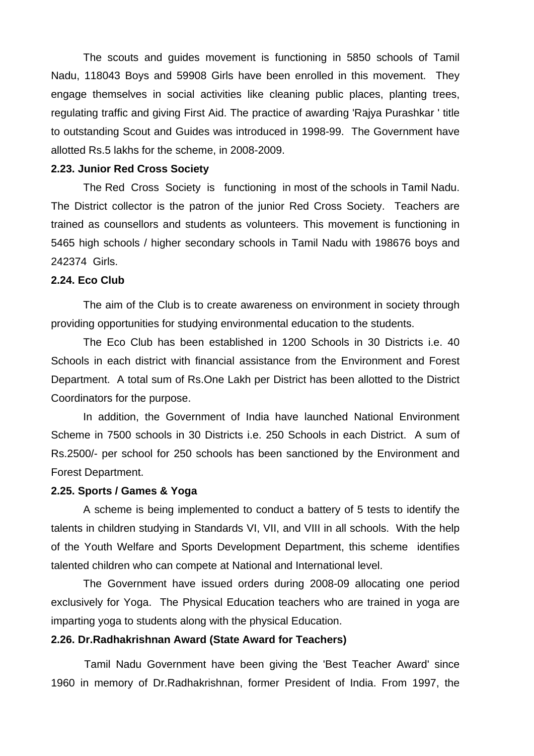The scouts and guides movement is functioning in 5850 schools of Tamil Nadu, 118043 Boys and 59908 Girls have been enrolled in this movement. They engage themselves in social activities like cleaning public places, planting trees, regulating traffic and giving First Aid. The practice of awarding 'Rajya Purashkar ' title to outstanding Scout and Guides was introduced in 1998-99. The Government have allotted Rs.5 lakhs for the scheme, in 2008-2009.

**2.23. Junior Red Cross Society**

The Red Cross Society is functioning in most of the schools in Tamil Nadu. The District collector is the patron of the junior Red Cross Society. Teachers are trained as counsellors and students as volunteers. This movement is functioning in 5465 high schools / higher secondary schools in Tamil Nadu with 198676 boys and 242374 Girls.

**2.24. Eco Club**

The aim of the Club is to create awareness on environment in society through providing opportunities for studying environmental education to the students.

The Eco Club has been established in 1200 Schools in 30 Districts i.e. 40 Schools in each district with financial assistance from the Environment and Forest Department. A total sum of Rs.One Lakh per District has been allotted to the District Coordinators for the purpose.

In addition, the Government of India have launched National Environment Scheme in 7500 schools in 30 Districts i.e. 250 Schools in each District. A sum of Rs.2500/- per school for 250 schools has been sanctioned by the Environment and Forest Department.

**2.25. Sports / Games & Yoga**

A scheme is being implemented to conduct a battery of 5 tests to identify the talents in children studying in Standards VI, VII, and VIII in all schools. With the help of the Youth Welfare and Sports Development Department, this scheme identifies talented children who can compete at National and International level.

The Government have issued orders during 2008-09 allocating one period exclusively for Yoga. The Physical Education teachers who are trained in yoga are imparting yoga to students along with the physical Education.

**2.26. Dr.Radhakrishnan Award (State Award for Teachers)**

Tamil Nadu Government have been giving the 'Best Teacher Award' since 1960 in memory of Dr.Radhakrishnan, former President of India. From 1997, the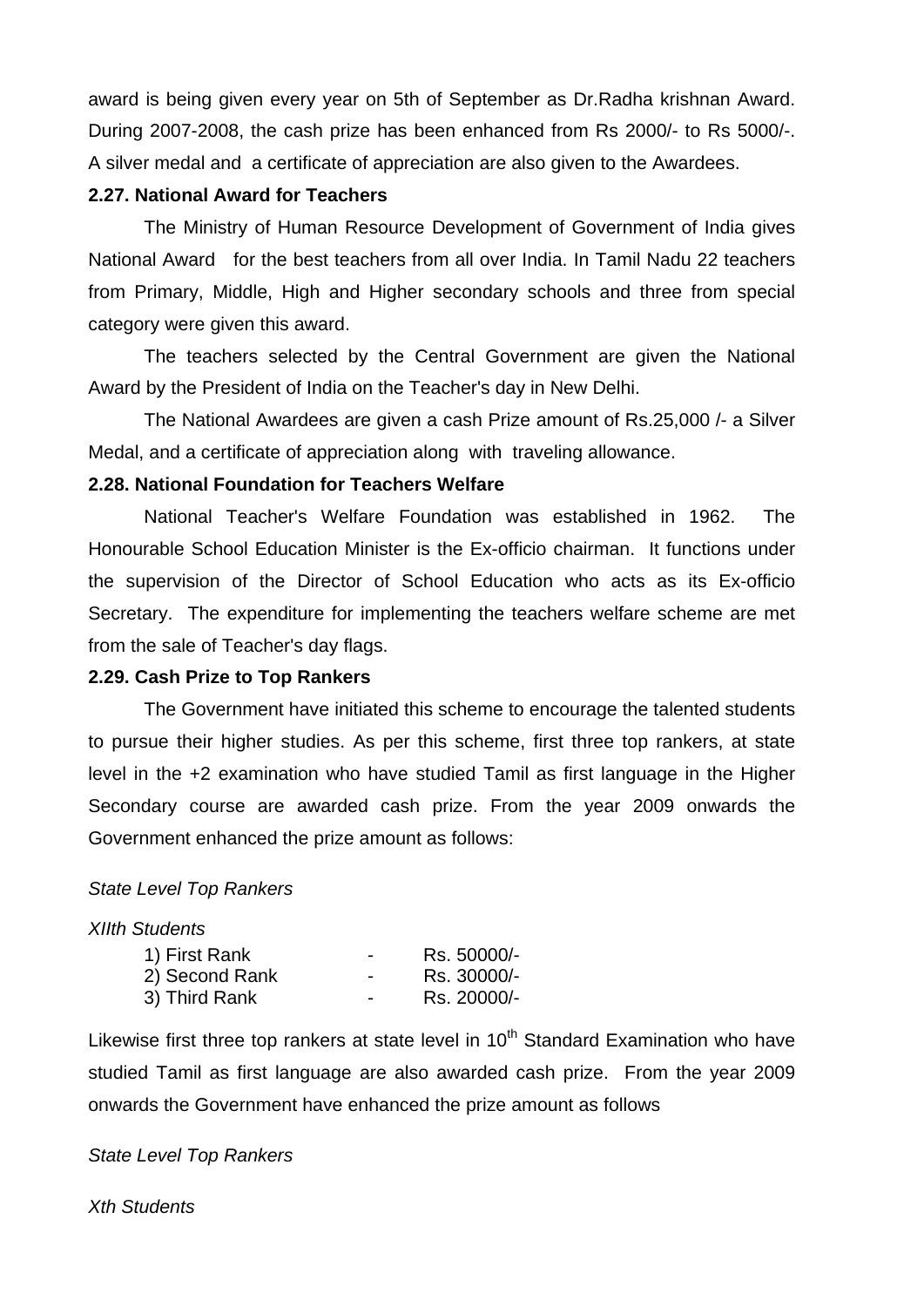award is being given every year on 5th of September as Dr.Radha krishnan Award. During 2007-2008, the cash prize has been enhanced from Rs 2000/- to Rs 5000/-. A silver medal and a certificate of appreciation are also given to the Awardees.

**2.27. National Award for Teachers**

The Ministry of Human Resource Development of Government of India gives National Award for the best teachers from all over India. In Tamil Nadu 22 teachers from Primary, Middle, High and Higher secondary schools and three from special category were given this award.

The teachers selected by the Central Government are given the National Award by the President of India on the Teacher's day in New Delhi.

The National Awardees are given a cash Prize amount of Rs.25,000 /- a Silver Medal, and a certificate of appreciation along with traveling allowance.

**2.28. National Foundation for Teachers Welfare**

National Teacher's Welfare Foundation was established in 1962. The Honourable School Education Minister is the Ex-officio chairman. It functions under the supervision of the Director of School Education who acts as its Ex-officio Secretary. The expenditure for implementing the teachers welfare scheme are met from the sale of Teacher's day flags.

**2.29. Cash Prize to Top Rankers**

The Government have initiated this scheme to encourage the talented students to pursue their higher studies. As per this scheme, first three top rankers, at state level in the +2 examination who have studied Tamil as first language in the Higher Secondary course are awarded cash prize. From the year 2009 onwards the Government enhanced the prize amount as follows:

*State Level Top Rankers*

*XIIth Students*

| | | |
|---|---|---|
| 1) First Rank | - | Rs. 50000/- |
| 2) Second Rank | - | Rs. 30000/- |
| 3) Third Rank | - | Rs. 20000/- |

Likewise first three top rankers at state level in 10th Standard Examination who have studied Tamil as first language are also awarded cash prize. From the year 2009 onwards the Government have enhanced the prize amount as follows

*State Level Top Rankers*

*Xth Students*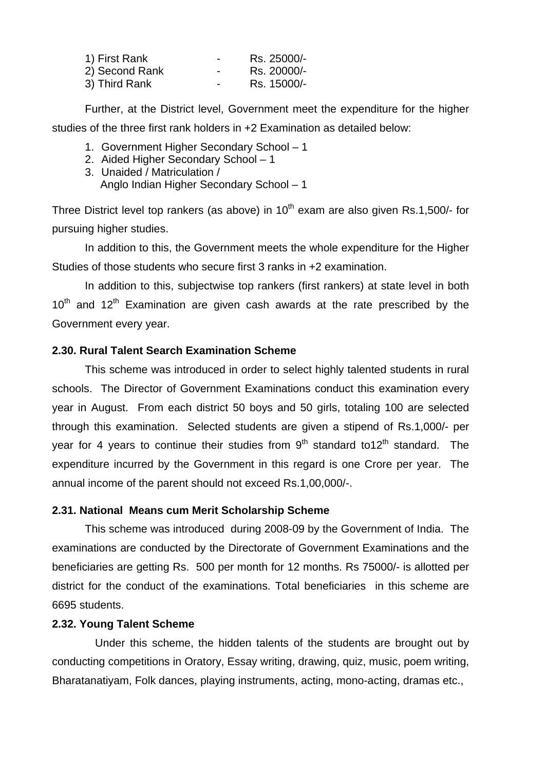1) First Rank - Rs. 25000/-
2) Second Rank - Rs. 20000/-
3) Third Rank - Rs. 15000/-

Further, at the District level, Government meet the expenditure for the higher studies of the three first rank holders in +2 Examination as detailed below:

1. Government Higher Secondary School – 1
2. Aided Higher Secondary School – 1
3. Unaided / Matriculation / Anglo Indian Higher Secondary School – 1

Three District level top rankers (as above) in 10th exam are also given Rs.1,500/- for pursuing higher studies.

In addition to this, the Government meets the whole expenditure for the Higher Studies of those students who secure first 3 ranks in +2 examination.

In addition to this, subjectwise top rankers (first rankers) at state level in both 10th and 12th Examination are given cash awards at the rate prescribed by the Government every year.

**2.30. Rural Talent Search Examination Scheme**

This scheme was introduced in order to select highly talented students in rural schools. The Director of Government Examinations conduct this examination every year in August. From each district 50 boys and 50 girls, totaling 100 are selected through this examination. Selected students are given a stipend of Rs.1,000/- per year for 4 years to continue their studies from 9th standard to12th standard. The expenditure incurred by the Government in this regard is one Crore per year. The annual income of the parent should not exceed Rs.1,00,000/-.

**2.31. National Means cum Merit Scholarship Scheme**

This scheme was introduced during 2008-09 by the Government of India. The examinations are conducted by the Directorate of Government Examinations and the beneficiaries are getting Rs. 500 per month for 12 months. Rs 75000/- is allotted per district for the conduct of the examinations. Total beneficiaries in this scheme are 6695 students.

**2.32. Young Talent Scheme**

Under this scheme, the hidden talents of the students are brought out by conducting competitions in Oratory, Essay writing, drawing, quiz, music, poem writing, Bharatanatiyam, Folk dances, playing instruments, acting, mono-acting, dramas etc.,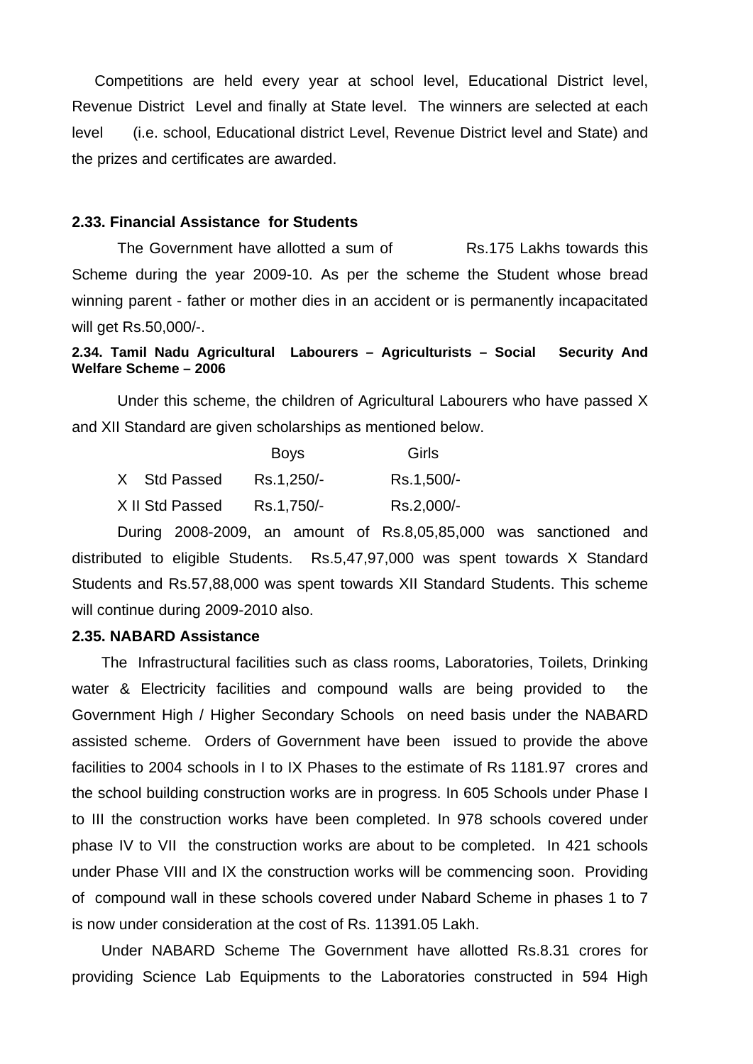Competitions are held every year at school level, Educational District level, Revenue District Level and finally at State level. The winners are selected at each level (i.e. school, Educational district Level, Revenue District level and State) and the prizes and certificates are awarded.

### 2.33. Financial Assistance for Students

The Government have allotted a sum of Rs.175 Lakhs towards this Scheme during the year 2009-10. As per the scheme the Student whose bread winning parent - father or mother dies in an accident or is permanently incapacitated will get Rs.50,000/-.

### 2.34. Tamil Nadu Agricultural Labourers – Agriculturists – Social Security And Welfare Scheme – 2006

Under this scheme, the children of Agricultural Labourers who have passed X and XII Standard are given scholarships as mentioned below.

| | Boys | Girls |
|---|---|---|
| X Std Passed | Rs.1,250/- | Rs.1,500/- |
| X II Std Passed | Rs.1,750/- | Rs.2,000/- |

During 2008-2009, an amount of Rs.8,05,85,000 was sanctioned and distributed to eligible Students. Rs.5,47,97,000 was spent towards X Standard Students and Rs.57,88,000 was spent towards XII Standard Students. This scheme will continue during 2009-2010 also.

### 2.35. NABARD Assistance

The Infrastructural facilities such as class rooms, Laboratories, Toilets, Drinking water & Electricity facilities and compound walls are being provided to the Government High / Higher Secondary Schools on need basis under the NABARD assisted scheme. Orders of Government have been issued to provide the above facilities to 2004 schools in I to IX Phases to the estimate of Rs 1181.97 crores and the school building construction works are in progress. In 605 Schools under Phase I to III the construction works have been completed. In 978 schools covered under phase IV to VII the construction works are about to be completed. In 421 schools under Phase VIII and IX the construction works will be commencing soon. Providing of compound wall in these schools covered under Nabard Scheme in phases 1 to 7 is now under consideration at the cost of Rs. 11391.05 Lakh.

Under NABARD Scheme The Government have allotted Rs.8.31 crores for providing Science Lab Equipments to the Laboratories constructed in 594 High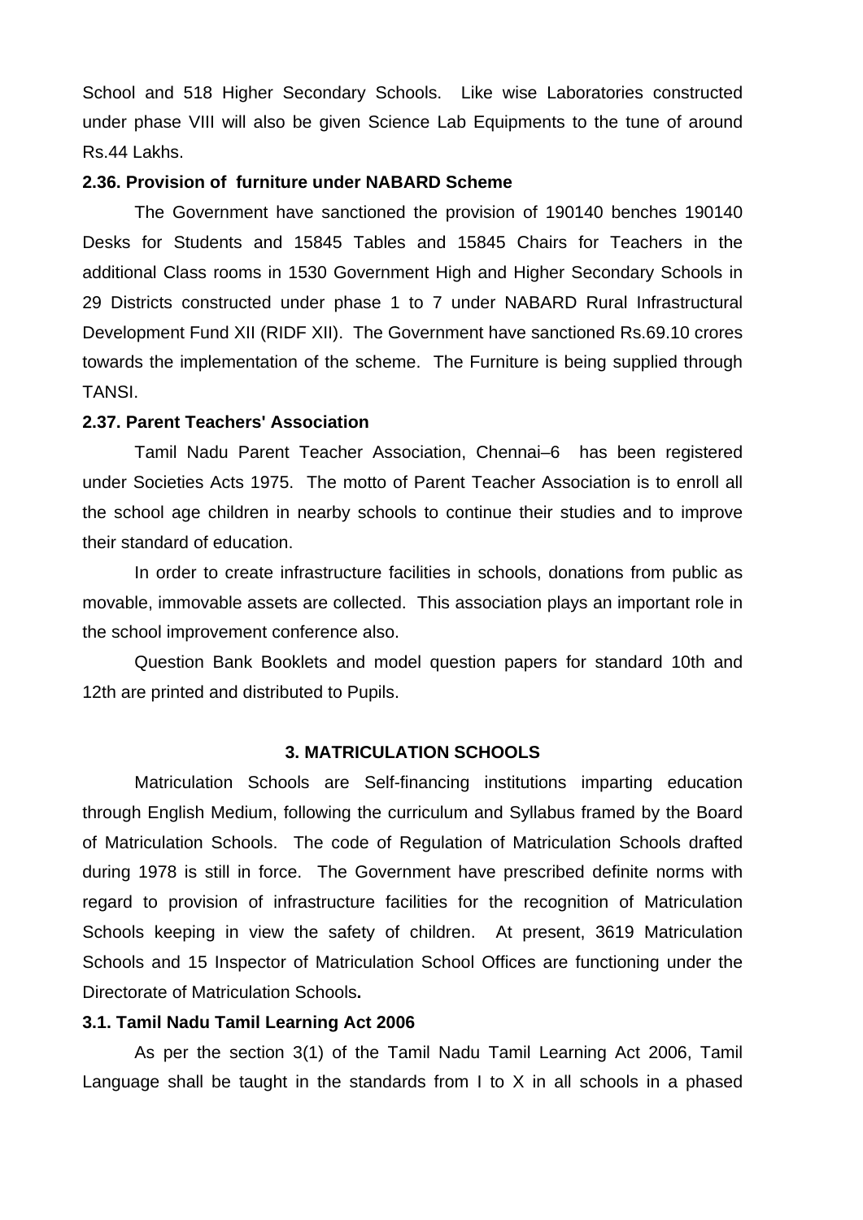School and 518 Higher Secondary Schools. Like wise Laboratories constructed under phase VIII will also be given Science Lab Equipments to the tune of around Rs.44 Lakhs.

**2.36. Provision of furniture under NABARD Scheme**

The Government have sanctioned the provision of 190140 benches 190140 Desks for Students and 15845 Tables and 15845 Chairs for Teachers in the additional Class rooms in 1530 Government High and Higher Secondary Schools in 29 Districts constructed under phase 1 to 7 under NABARD Rural Infrastructural Development Fund XII (RIDF XII). The Government have sanctioned Rs.69.10 crores towards the implementation of the scheme. The Furniture is being supplied through TANSI.

**2.37. Parent Teachers' Association**

Tamil Nadu Parent Teacher Association, Chennai–6 has been registered under Societies Acts 1975. The motto of Parent Teacher Association is to enroll all the school age children in nearby schools to continue their studies and to improve their standard of education.

In order to create infrastructure facilities in schools, donations from public as movable, immovable assets are collected. This association plays an important role in the school improvement conference also.

Question Bank Booklets and model question papers for standard 10th and 12th are printed and distributed to Pupils.

## 3. MATRICULATION SCHOOLS

Matriculation Schools are Self-financing institutions imparting education through English Medium, following the curriculum and Syllabus framed by the Board of Matriculation Schools. The code of Regulation of Matriculation Schools drafted during 1978 is still in force. The Government have prescribed definite norms with regard to provision of infrastructure facilities for the recognition of Matriculation Schools keeping in view the safety of children. At present, 3619 Matriculation Schools and 15 Inspector of Matriculation School Offices are functioning under the Directorate of Matriculation Schools**.**

**3.1. Tamil Nadu Tamil Learning Act 2006**

As per the section 3(1) of the Tamil Nadu Tamil Learning Act 2006, Tamil Language shall be taught in the standards from I to X in all schools in a phased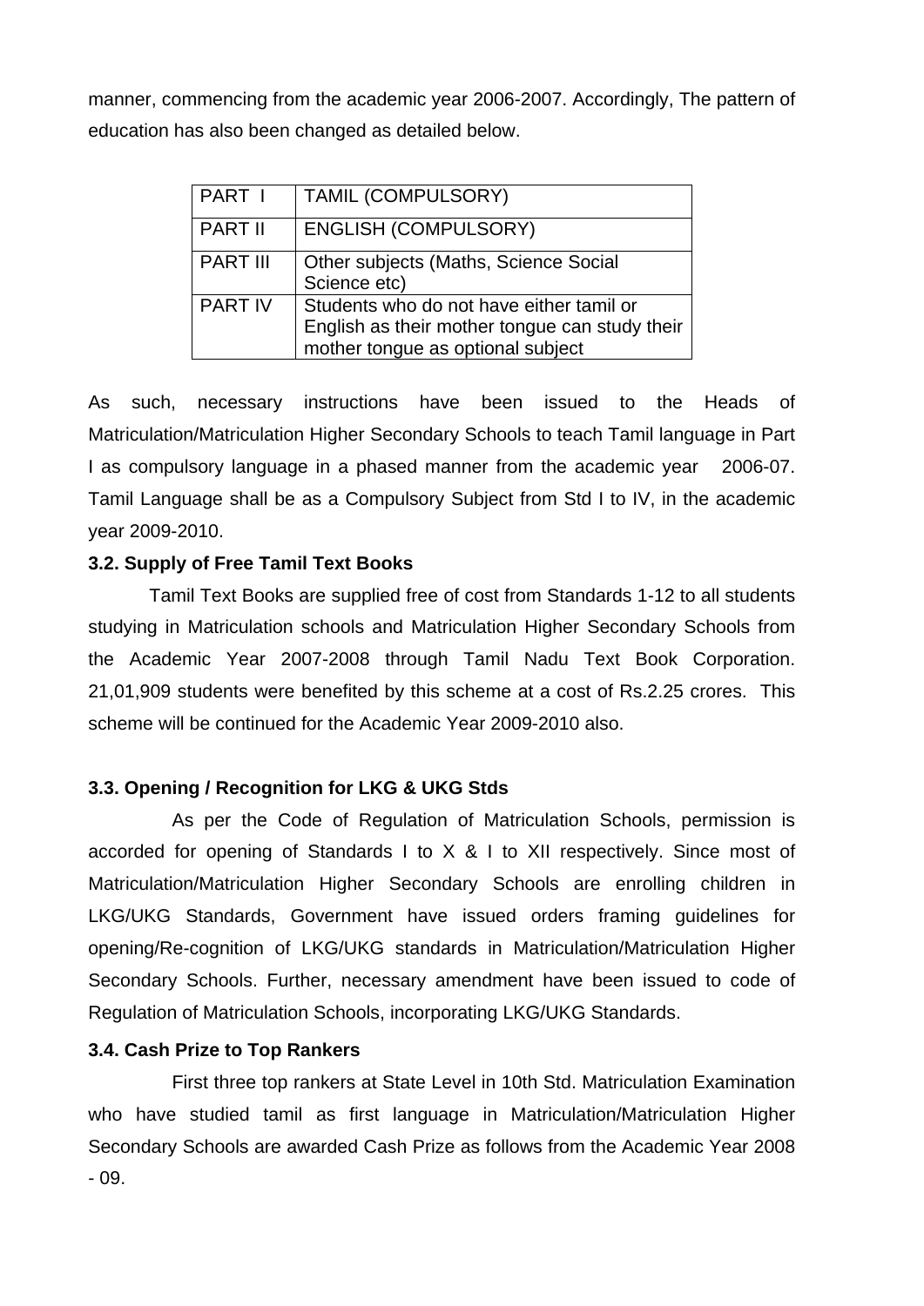manner, commencing from the academic year 2006-2007. Accordingly, The pattern of education has also been changed as detailed below.

| PART I | TAMIL (COMPULSORY) |
|---|---|
| PART II | ENGLISH (COMPULSORY) |
| PART III | Other subjects (Maths, Science Social Science etc) |
| PART IV | Students who do not have either tamil or English as their mother tongue can study their mother tongue as optional subject |

As such, necessary instructions have been issued to the Heads of Matriculation/Matriculation Higher Secondary Schools to teach Tamil language in Part I as compulsory language in a phased manner from the academic year 2006-07. Tamil Language shall be as a Compulsory Subject from Std I to IV, in the academic year 2009-2010.

**3.2. Supply of Free Tamil Text Books**

Tamil Text Books are supplied free of cost from Standards 1-12 to all students studying in Matriculation schools and Matriculation Higher Secondary Schools from the Academic Year 2007-2008 through Tamil Nadu Text Book Corporation. 21,01,909 students were benefited by this scheme at a cost of Rs.2.25 crores. This scheme will be continued for the Academic Year 2009-2010 also.

**3.3. Opening / Recognition for LKG & UKG Stds**

As per the Code of Regulation of Matriculation Schools, permission is accorded for opening of Standards I to X & I to XII respectively. Since most of Matriculation/Matriculation Higher Secondary Schools are enrolling children in LKG/UKG Standards, Government have issued orders framing guidelines for opening/Re-cognition of LKG/UKG standards in Matriculation/Matriculation Higher Secondary Schools. Further, necessary amendment have been issued to code of Regulation of Matriculation Schools, incorporating LKG/UKG Standards.

**3.4. Cash Prize to Top Rankers**

First three top rankers at State Level in 10th Std. Matriculation Examination who have studied tamil as first language in Matriculation/Matriculation Higher Secondary Schools are awarded Cash Prize as follows from the Academic Year 2008 - 09.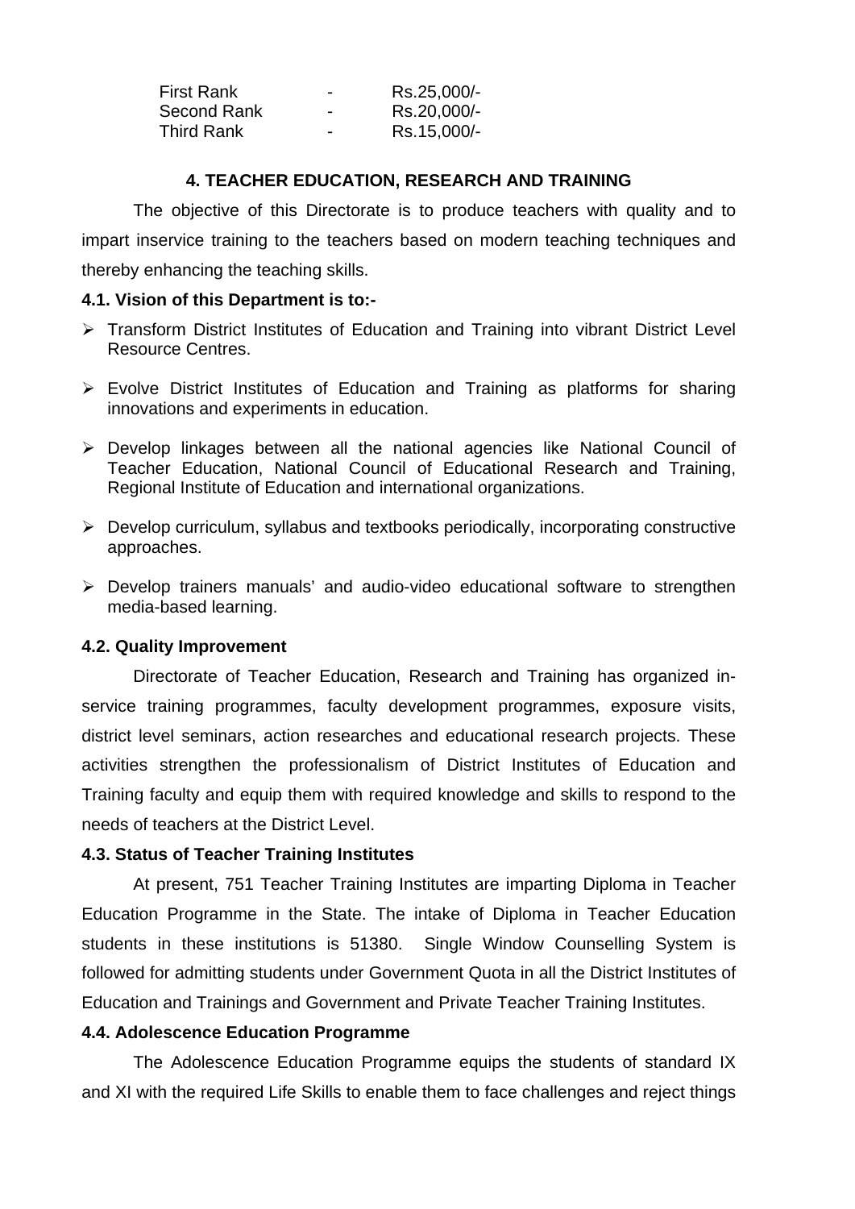| | | |
|---|---|---|
| First Rank | - | Rs.25,000/- |
| Second Rank | - | Rs.20,000/- |
| Third Rank | - | Rs.15,000/- |

## 4. TEACHER EDUCATION, RESEARCH AND TRAINING

The objective of this Directorate is to produce teachers with quality and to impart inservice training to the teachers based on modern teaching techniques and thereby enhancing the teaching skills.

### 4.1. Vision of this Department is to:-

- Transform District Institutes of Education and Training into vibrant District Level Resource Centres.
- Evolve District Institutes of Education and Training as platforms for sharing innovations and experiments in education.
- Develop linkages between all the national agencies like National Council of Teacher Education, National Council of Educational Research and Training, Regional Institute of Education and international organizations.
- Develop curriculum, syllabus and textbooks periodically, incorporating constructive approaches.
- Develop trainers manuals' and audio-video educational software to strengthen media-based learning.

### 4.2. Quality Improvement

Directorate of Teacher Education, Research and Training has organized in-service training programmes, faculty development programmes, exposure visits, district level seminars, action researches and educational research projects. These activities strengthen the professionalism of District Institutes of Education and Training faculty and equip them with required knowledge and skills to respond to the needs of teachers at the District Level.

### 4.3. Status of Teacher Training Institutes

At present, 751 Teacher Training Institutes are imparting Diploma in Teacher Education Programme in the State. The intake of Diploma in Teacher Education students in these institutions is 51380. Single Window Counselling System is followed for admitting students under Government Quota in all the District Institutes of Education and Trainings and Government and Private Teacher Training Institutes.

### 4.4. Adolescence Education Programme

The Adolescence Education Programme equips the students of standard IX and XI with the required Life Skills to enable them to face challenges and reject things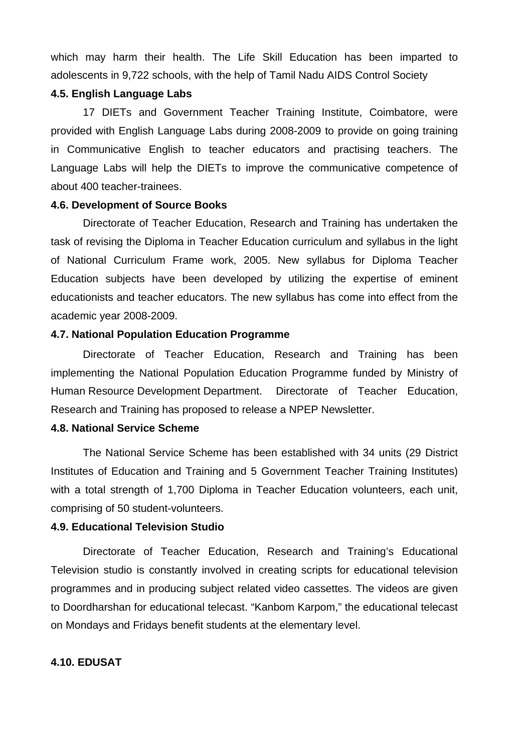which may harm their health. The Life Skill Education has been imparted to adolescents in 9,722 schools, with the help of Tamil Nadu AIDS Control Society

### 4.5. English Language Labs

17 DIETs and Government Teacher Training Institute, Coimbatore, were provided with English Language Labs during 2008-2009 to provide on going training in Communicative English to teacher educators and practising teachers. The Language Labs will help the DIETs to improve the communicative competence of about 400 teacher-trainees.

### 4.6. Development of Source Books

Directorate of Teacher Education, Research and Training has undertaken the task of revising the Diploma in Teacher Education curriculum and syllabus in the light of National Curriculum Frame work, 2005. New syllabus for Diploma Teacher Education subjects have been developed by utilizing the expertise of eminent educationists and teacher educators. The new syllabus has come into effect from the academic year 2008-2009.

### 4.7. National Population Education Programme

Directorate of Teacher Education, Research and Training has been implementing the National Population Education Programme funded by Ministry of Human Resource Development Department. Directorate of Teacher Education, Research and Training has proposed to release a NPEP Newsletter.

### 4.8. National Service Scheme

The National Service Scheme has been established with 34 units (29 District Institutes of Education and Training and 5 Government Teacher Training Institutes) with a total strength of 1,700 Diploma in Teacher Education volunteers, each unit, comprising of 50 student-volunteers.

### 4.9. Educational Television Studio

Directorate of Teacher Education, Research and Training's Educational Television studio is constantly involved in creating scripts for educational television programmes and in producing subject related video cassettes. The videos are given to Doordharshan for educational telecast. "Kanbom Karpom," the educational telecast on Mondays and Fridays benefit students at the elementary level.

### 4.10. EDUSAT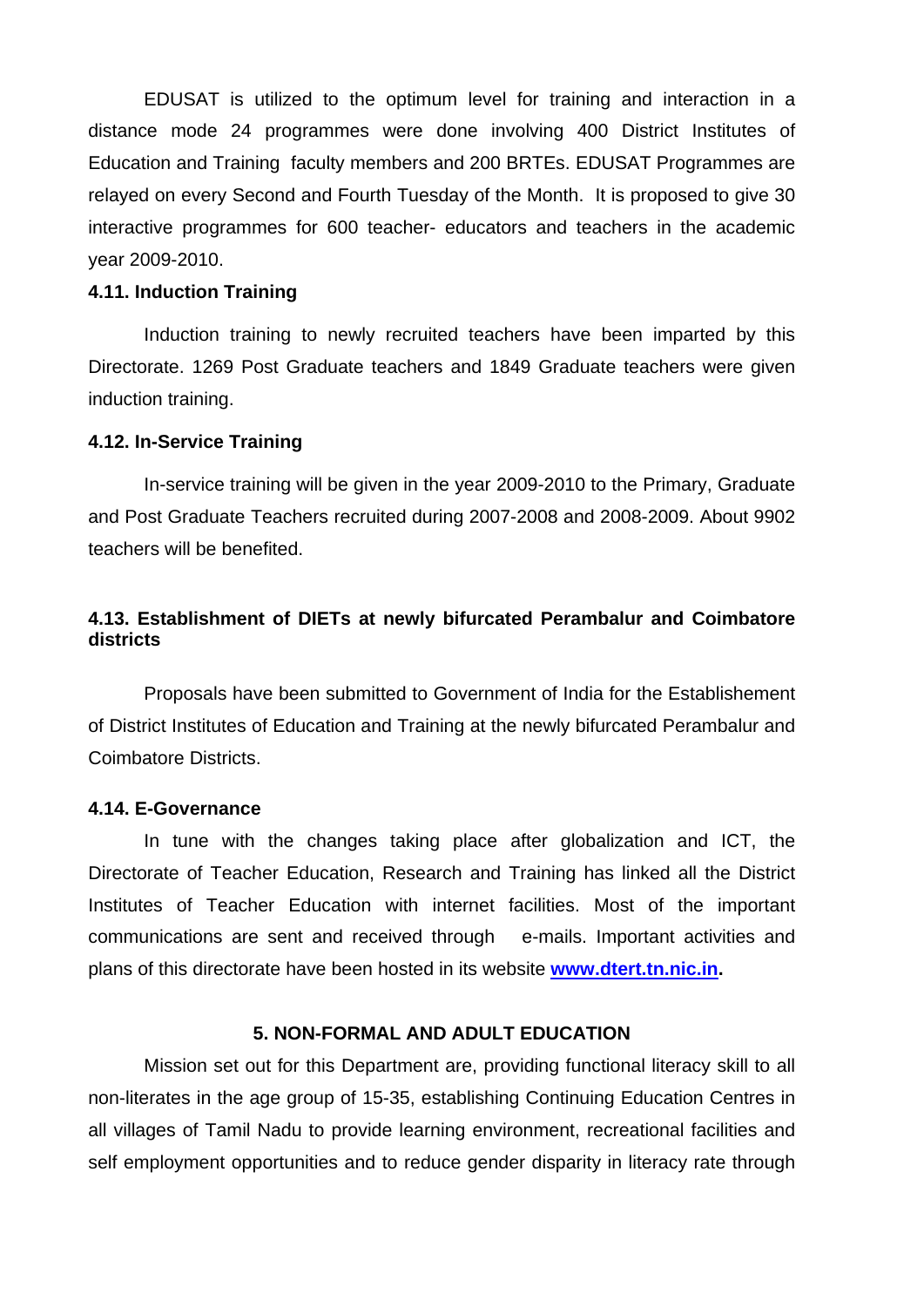EDUSAT is utilized to the optimum level for training and interaction in a distance mode 24 programmes were done involving 400 District Institutes of Education and Training faculty members and 200 BRTEs. EDUSAT Programmes are relayed on every Second and Fourth Tuesday of the Month. It is proposed to give 30 interactive programmes for 600 teacher- educators and teachers in the academic year 2009-2010.

### 4.11. Induction Training

Induction training to newly recruited teachers have been imparted by this Directorate. 1269 Post Graduate teachers and 1849 Graduate teachers were given induction training.

### 4.12. In-Service Training

In-service training will be given in the year 2009-2010 to the Primary, Graduate and Post Graduate Teachers recruited during 2007-2008 and 2008-2009. About 9902 teachers will be benefited.

### 4.13. Establishment of DIETs at newly bifurcated Perambalur and Coimbatore districts

Proposals have been submitted to Government of India for the Establishement of District Institutes of Education and Training at the newly bifurcated Perambalur and Coimbatore Districts.

### 4.14. E-Governance

In tune with the changes taking place after globalization and ICT, the Directorate of Teacher Education, Research and Training has linked all the District Institutes of Teacher Education with internet facilities. Most of the important communications are sent and received through e-mails. Important activities and plans of this directorate have been hosted in its website **[www.dtert.tn.nic.in](http://www.dtert.tn.nic.in).**

## 5. NON-FORMAL AND ADULT EDUCATION

Mission set out for this Department are, providing functional literacy skill to all non-literates in the age group of 15-35, establishing Continuing Education Centres in all villages of Tamil Nadu to provide learning environment, recreational facilities and self employment opportunities and to reduce gender disparity in literacy rate through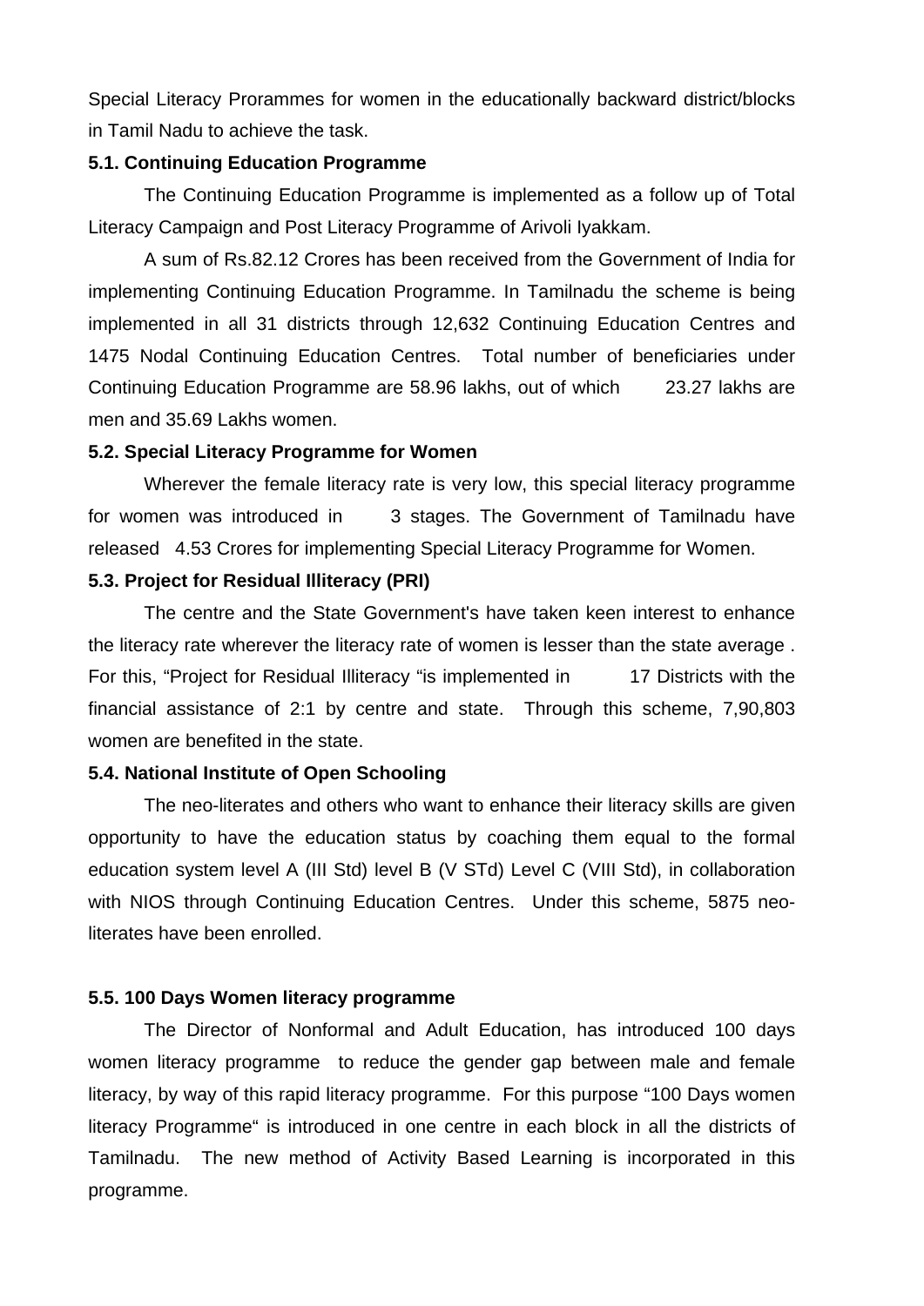Special Literacy Prorammes for women in the educationally backward district/blocks in Tamil Nadu to achieve the task.

**5.1. Continuing Education Programme**

The Continuing Education Programme is implemented as a follow up of Total Literacy Campaign and Post Literacy Programme of Arivoli Iyakkam.

A sum of Rs.82.12 Crores has been received from the Government of India for implementing Continuing Education Programme. In Tamilnadu the scheme is being implemented in all 31 districts through 12,632 Continuing Education Centres and 1475 Nodal Continuing Education Centres. Total number of beneficiaries under Continuing Education Programme are 58.96 lakhs, out of which 23.27 lakhs are men and 35.69 Lakhs women.

**5.2. Special Literacy Programme for Women**

Wherever the female literacy rate is very low, this special literacy programme for women was introduced in 3 stages. The Government of Tamilnadu have released 4.53 Crores for implementing Special Literacy Programme for Women.

**5.3. Project for Residual Illiteracy (PRI)**

The centre and the State Government's have taken keen interest to enhance the literacy rate wherever the literacy rate of women is lesser than the state average . For this, "Project for Residual Illiteracy "is implemented in 17 Districts with the financial assistance of 2:1 by centre and state. Through this scheme, 7,90,803 women are benefited in the state.

**5.4. National Institute of Open Schooling**

The neo-literates and others who want to enhance their literacy skills are given opportunity to have the education status by coaching them equal to the formal education system level A (III Std) level B (V STd) Level C (VIII Std), in collaboration with NIOS through Continuing Education Centres. Under this scheme, 5875 neo-literates have been enrolled.

**5.5. 100 Days Women literacy programme**

The Director of Nonformal and Adult Education, has introduced 100 days women literacy programme to reduce the gender gap between male and female literacy, by way of this rapid literacy programme. For this purpose "100 Days women literacy Programme" is introduced in one centre in each block in all the districts of Tamilnadu. The new method of Activity Based Learning is incorporated in this programme.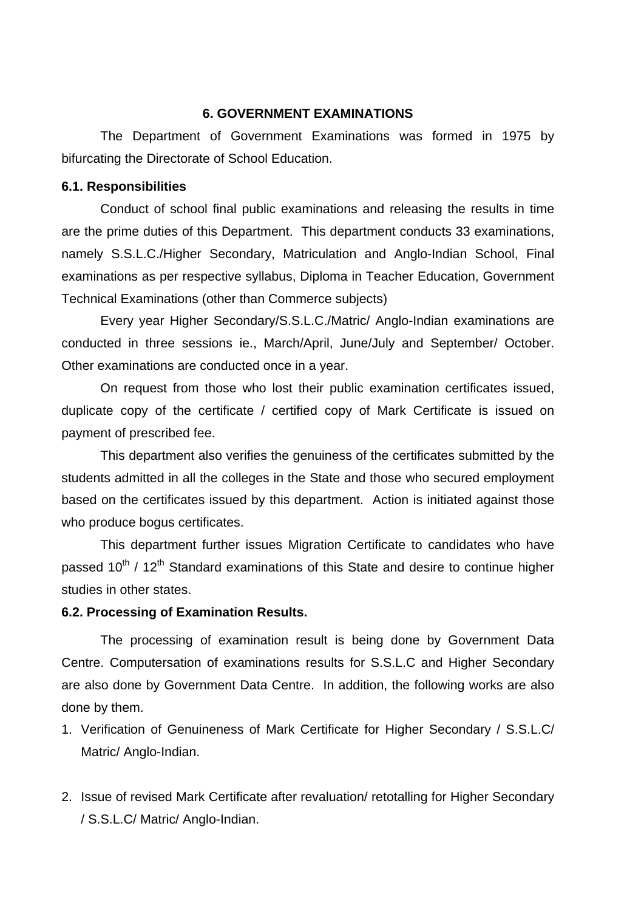# 6. GOVERNMENT EXAMINATIONS

The Department of Government Examinations was formed in 1975 by bifurcating the Directorate of School Education.

## 6.1. Responsibilities

Conduct of school final public examinations and releasing the results in time are the prime duties of this Department. This department conducts 33 examinations, namely S.S.L.C./Higher Secondary, Matriculation and Anglo-Indian School, Final examinations as per respective syllabus, Diploma in Teacher Education, Government Technical Examinations (other than Commerce subjects)

Every year Higher Secondary/S.S.L.C./Matric/ Anglo-Indian examinations are conducted in three sessions ie., March/April, June/July and September/ October. Other examinations are conducted once in a year.

On request from those who lost their public examination certificates issued, duplicate copy of the certificate / certified copy of Mark Certificate is issued on payment of prescribed fee.

This department also verifies the genuiness of the certificates submitted by the students admitted in all the colleges in the State and those who secured employment based on the certificates issued by this department. Action is initiated against those who produce bogus certificates.

This department further issues Migration Certificate to candidates who have passed 10th / 12th Standard examinations of this State and desire to continue higher studies in other states.

## 6.2. Processing of Examination Results.

The processing of examination result is being done by Government Data Centre. Computersation of examinations results for S.S.L.C and Higher Secondary are also done by Government Data Centre. In addition, the following works are also done by them.

1. Verification of Genuineness of Mark Certificate for Higher Secondary / S.S.L.C/ Matric/ Anglo-Indian.

2. Issue of revised Mark Certificate after revaluation/ retotalling for Higher Secondary / S.S.L.C/ Matric/ Anglo-Indian.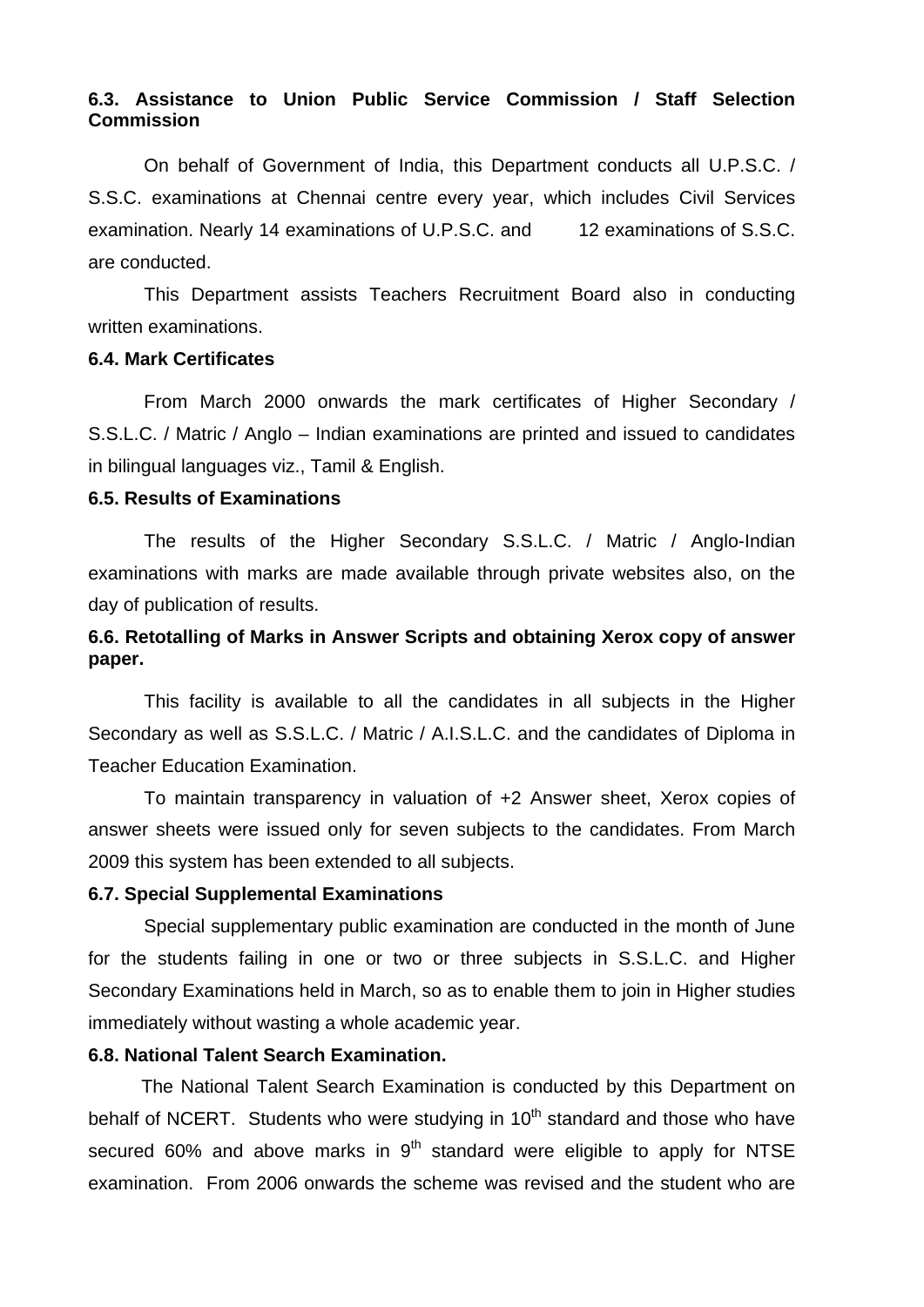### 6.3. Assistance to Union Public Service Commission / Staff Selection Commission

On behalf of Government of India, this Department conducts all U.P.S.C. / S.S.C. examinations at Chennai centre every year, which includes Civil Services examination. Nearly 14 examinations of U.P.S.C. and 12 examinations of S.S.C. are conducted.

This Department assists Teachers Recruitment Board also in conducting written examinations.

### 6.4. Mark Certificates

From March 2000 onwards the mark certificates of Higher Secondary / S.S.L.C. / Matric / Anglo – Indian examinations are printed and issued to candidates in bilingual languages viz., Tamil & English.

### 6.5. Results of Examinations

The results of the Higher Secondary S.S.L.C. / Matric / Anglo-Indian examinations with marks are made available through private websites also, on the day of publication of results.

### 6.6. Retotalling of Marks in Answer Scripts and obtaining Xerox copy of answer paper.

This facility is available to all the candidates in all subjects in the Higher Secondary as well as S.S.L.C. / Matric / A.I.S.L.C. and the candidates of Diploma in Teacher Education Examination.

To maintain transparency in valuation of +2 Answer sheet, Xerox copies of answer sheets were issued only for seven subjects to the candidates. From March 2009 this system has been extended to all subjects.

### 6.7. Special Supplemental Examinations

Special supplementary public examination are conducted in the month of June for the students failing in one or two or three subjects in S.S.L.C. and Higher Secondary Examinations held in March, so as to enable them to join in Higher studies immediately without wasting a whole academic year.

### 6.8. National Talent Search Examination.

The National Talent Search Examination is conducted by this Department on behalf of NCERT. Students who were studying in 10th standard and those who have secured 60% and above marks in 9th standard were eligible to apply for NTSE examination. From 2006 onwards the scheme was revised and the student who are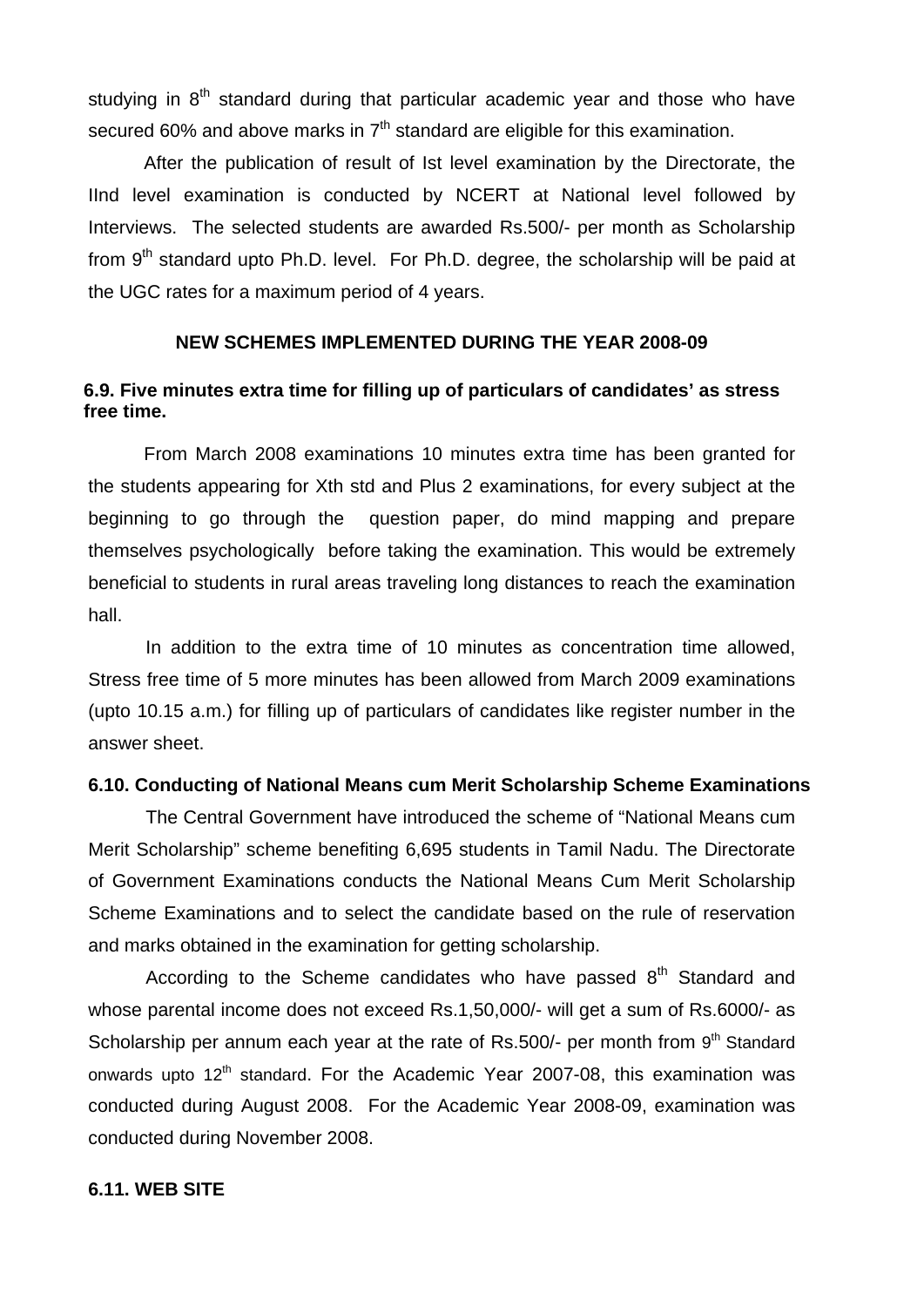studying in 8th standard during that particular academic year and those who have secured 60% and above marks in 7th standard are eligible for this examination.

After the publication of result of Ist level examination by the Directorate, the IInd level examination is conducted by NCERT at National level followed by Interviews. The selected students are awarded Rs.500/- per month as Scholarship from 9th standard upto Ph.D. level. For Ph.D. degree, the scholarship will be paid at the UGC rates for a maximum period of 4 years.

**NEW SCHEMES IMPLEMENTED DURING THE YEAR 2008-09**

### 6.9. Five minutes extra time for filling up of particulars of candidates' as stress free time.

From March 2008 examinations 10 minutes extra time has been granted for the students appearing for Xth std and Plus 2 examinations, for every subject at the beginning to go through the question paper, do mind mapping and prepare themselves psychologically before taking the examination. This would be extremely beneficial to students in rural areas traveling long distances to reach the examination hall.

In addition to the extra time of 10 minutes as concentration time allowed, Stress free time of 5 more minutes has been allowed from March 2009 examinations (upto 10.15 a.m.) for filling up of particulars of candidates like register number in the answer sheet.

### 6.10. Conducting of National Means cum Merit Scholarship Scheme Examinations

The Central Government have introduced the scheme of "National Means cum Merit Scholarship" scheme benefiting 6,695 students in Tamil Nadu. The Directorate of Government Examinations conducts the National Means Cum Merit Scholarship Scheme Examinations and to select the candidate based on the rule of reservation and marks obtained in the examination for getting scholarship.

According to the Scheme candidates who have passed 8th Standard and whose parental income does not exceed Rs.1,50,000/- will get a sum of Rs.6000/- as Scholarship per annum each year at the rate of Rs.500/- per month from 9th Standard onwards upto 12th standard. For the Academic Year 2007-08, this examination was conducted during August 2008. For the Academic Year 2008-09, examination was conducted during November 2008.

### 6.11. WEB SITE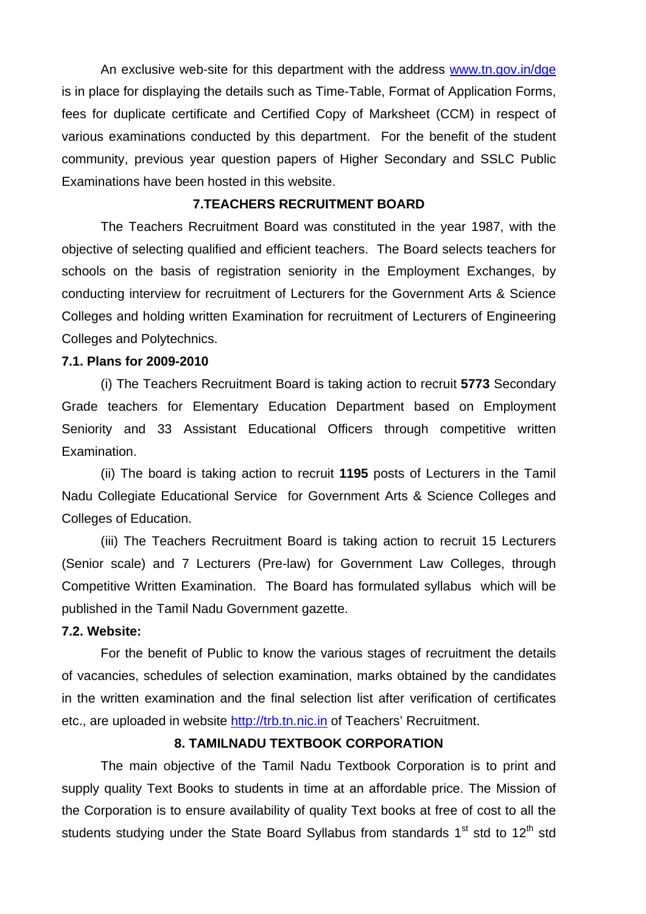An exclusive web-site for this department with the address www.tn.gov.in/dge is in place for displaying the details such as Time-Table, Format of Application Forms, fees for duplicate certificate and Certified Copy of Marksheet (CCM) in respect of various examinations conducted by this department. For the benefit of the student community, previous year question papers of Higher Secondary and SSLC Public Examinations have been hosted in this website.

## 7.TEACHERS RECRUITMENT BOARD

The Teachers Recruitment Board was constituted in the year 1987, with the objective of selecting qualified and efficient teachers. The Board selects teachers for schools on the basis of registration seniority in the Employment Exchanges, by conducting interview for recruitment of Lecturers for the Government Arts & Science Colleges and holding written Examination for recruitment of Lecturers of Engineering Colleges and Polytechnics.

### 7.1. Plans for 2009-2010

(i) The Teachers Recruitment Board is taking action to recruit **5773** Secondary Grade teachers for Elementary Education Department based on Employment Seniority and 33 Assistant Educational Officers through competitive written Examination.

(ii) The board is taking action to recruit **1195** posts of Lecturers in the Tamil Nadu Collegiate Educational Service for Government Arts & Science Colleges and Colleges of Education.

(iii) The Teachers Recruitment Board is taking action to recruit 15 Lecturers (Senior scale) and 7 Lecturers (Pre-law) for Government Law Colleges, through Competitive Written Examination. The Board has formulated syllabus which will be published in the Tamil Nadu Government gazette.

### 7.2. Website:

For the benefit of Public to know the various stages of recruitment the details of vacancies, schedules of selection examination, marks obtained by the candidates in the written examination and the final selection list after verification of certificates etc., are uploaded in website http://trb.tn.nic.in of Teachers' Recruitment.

## 8. TAMILNADU TEXTBOOK CORPORATION

The main objective of the Tamil Nadu Textbook Corporation is to print and supply quality Text Books to students in time at an affordable price. The Mission of the Corporation is to ensure availability of quality Text books at free of cost to all the students studying under the State Board Syllabus from standards 1st std to 12th std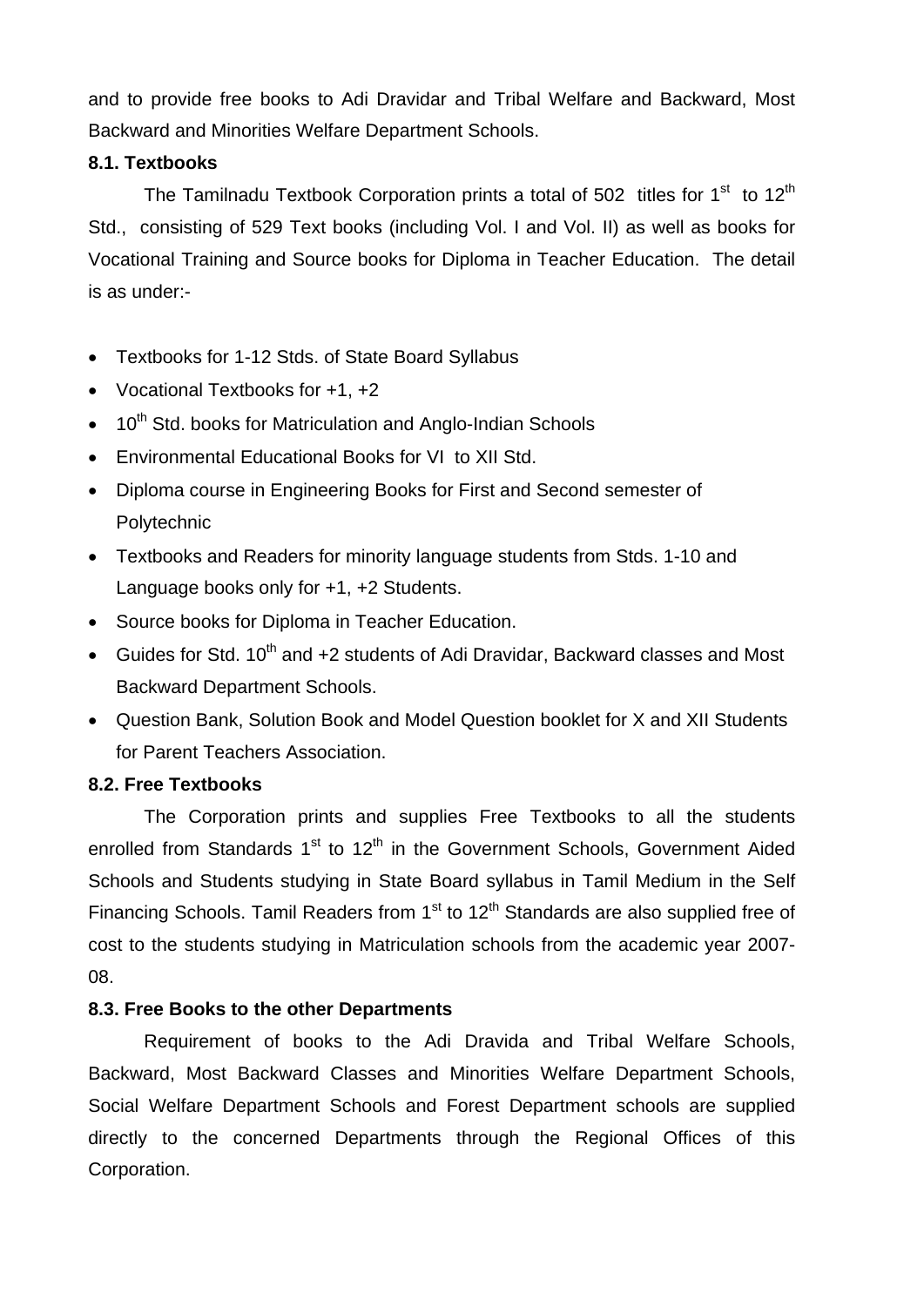and to provide free books to Adi Dravidar and Tribal Welfare and Backward, Most Backward and Minorities Welfare Department Schools.

**8.1. Textbooks**

The Tamilnadu Textbook Corporation prints a total of 502 titles for 1st to 12th Std., consisting of 529 Text books (including Vol. I and Vol. II) as well as books for Vocational Training and Source books for Diploma in Teacher Education. The detail is as under:-

- Textbooks for 1-12 Stds. of State Board Syllabus
- Vocational Textbooks for +1, +2
- 10th Std. books for Matriculation and Anglo-Indian Schools
- Environmental Educational Books for VI to XII Std.
- Diploma course in Engineering Books for First and Second semester of Polytechnic
- Textbooks and Readers for minority language students from Stds. 1-10 and Language books only for +1, +2 Students.
- Source books for Diploma in Teacher Education.
- Guides for Std. 10th and +2 students of Adi Dravidar, Backward classes and Most Backward Department Schools.
- Question Bank, Solution Book and Model Question booklet for X and XII Students for Parent Teachers Association.

**8.2. Free Textbooks**

The Corporation prints and supplies Free Textbooks to all the students enrolled from Standards 1st to 12th in the Government Schools, Government Aided Schools and Students studying in State Board syllabus in Tamil Medium in the Self Financing Schools. Tamil Readers from 1st to 12th Standards are also supplied free of cost to the students studying in Matriculation schools from the academic year 2007-08.

**8.3. Free Books to the other Departments**

Requirement of books to the Adi Dravida and Tribal Welfare Schools, Backward, Most Backward Classes and Minorities Welfare Department Schools, Social Welfare Department Schools and Forest Department schools are supplied directly to the concerned Departments through the Regional Offices of this Corporation.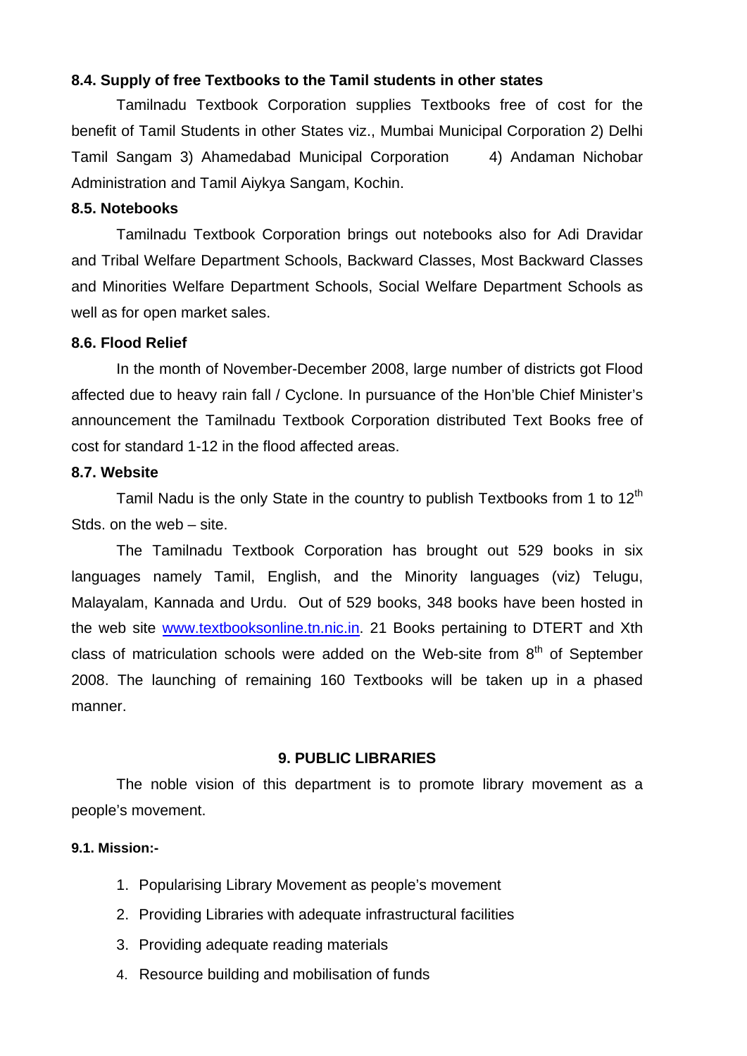**8.4. Supply of free Textbooks to the Tamil students in other states**

Tamilnadu Textbook Corporation supplies Textbooks free of cost for the benefit of Tamil Students in other States viz., Mumbai Municipal Corporation 2) Delhi Tamil Sangam 3) Ahamedabad Municipal Corporation 4) Andaman Nichobar Administration and Tamil Aiykya Sangam, Kochin.

**8.5. Notebooks**

Tamilnadu Textbook Corporation brings out notebooks also for Adi Dravidar and Tribal Welfare Department Schools, Backward Classes, Most Backward Classes and Minorities Welfare Department Schools, Social Welfare Department Schools as well as for open market sales.

**8.6. Flood Relief**

In the month of November-December 2008, large number of districts got Flood affected due to heavy rain fall / Cyclone. In pursuance of the Hon'ble Chief Minister's announcement the Tamilnadu Textbook Corporation distributed Text Books free of cost for standard 1-12 in the flood affected areas.

**8.7. Website**

Tamil Nadu is the only State in the country to publish Textbooks from 1 to 12th Stds. on the web – site.

The Tamilnadu Textbook Corporation has brought out 529 books in six languages namely Tamil, English, and the Minority languages (viz) Telugu, Malayalam, Kannada and Urdu. Out of 529 books, 348 books have been hosted in the web site www.textbooksonline.tn.nic.in. 21 Books pertaining to DTERT and Xth class of matriculation schools were added on the Web-site from 8th of September 2008. The launching of remaining 160 Textbooks will be taken up in a phased manner.

## 9. PUBLIC LIBRARIES

The noble vision of this department is to promote library movement as a people's movement.

**9.1. Mission:-**

1. Popularising Library Movement as people's movement
2. Providing Libraries with adequate infrastructural facilities
3. Providing adequate reading materials
4. Resource building and mobilisation of funds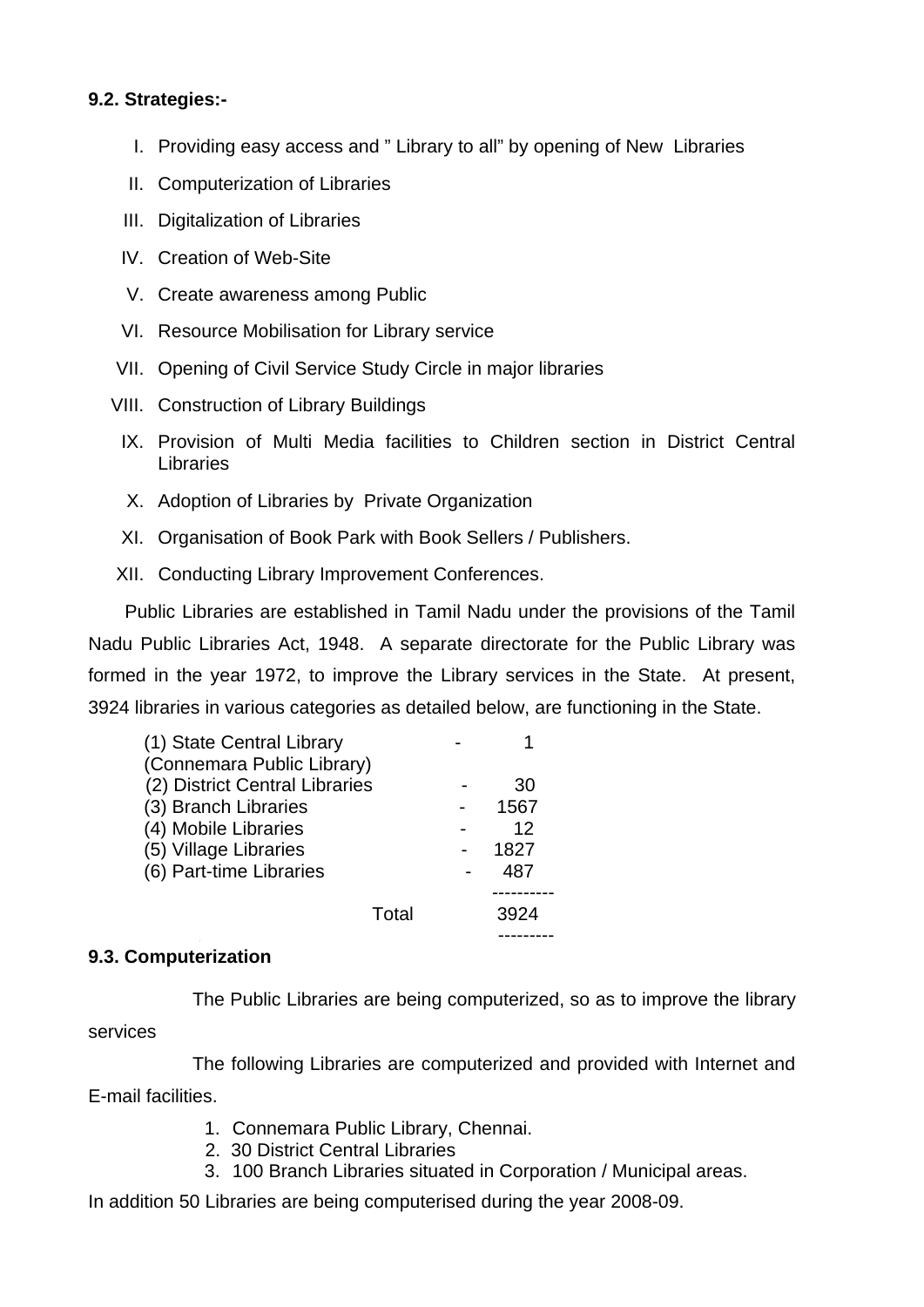**9.2. Strategies:-**

I. Providing easy access and " Library to all" by opening of New Libraries
II. Computerization of Libraries
III. Digitalization of Libraries
IV. Creation of Web-Site
V. Create awareness among Public
VI. Resource Mobilisation for Library service
VII. Opening of Civil Service Study Circle in major libraries
VIII. Construction of Library Buildings
IX. Provision of Multi Media facilities to Children section in District Central Libraries
X. Adoption of Libraries by Private Organization
XI. Organisation of Book Park with Book Sellers / Publishers.
XII. Conducting Library Improvement Conferences.

Public Libraries are established in Tamil Nadu under the provisions of the Tamil Nadu Public Libraries Act, 1948. A separate directorate for the Public Library was formed in the year 1972, to improve the Library services in the State. At present, 3924 libraries in various categories as detailed below, are functioning in the State.

| Category | | Number |
|---|---|---|
| (1) State Central Library (Connemara Public Library) | - | 1 |
| (2) District Central Libraries | - | 30 |
| (3) Branch Libraries | - | 1567 |
| (4) Mobile Libraries | - | 12 |
| (5) Village Libraries | - | 1827 |
| (6) Part-time Libraries | - | 487 |
| Total | | 3924 |

**9.3. Computerization**

The Public Libraries are being computerized, so as to improve the library services

The following Libraries are computerized and provided with Internet and E-mail facilities.

1. Connemara Public Library, Chennai.
2. 30 District Central Libraries
3. 100 Branch Libraries situated in Corporation / Municipal areas.

In addition 50 Libraries are being computerised during the year 2008-09.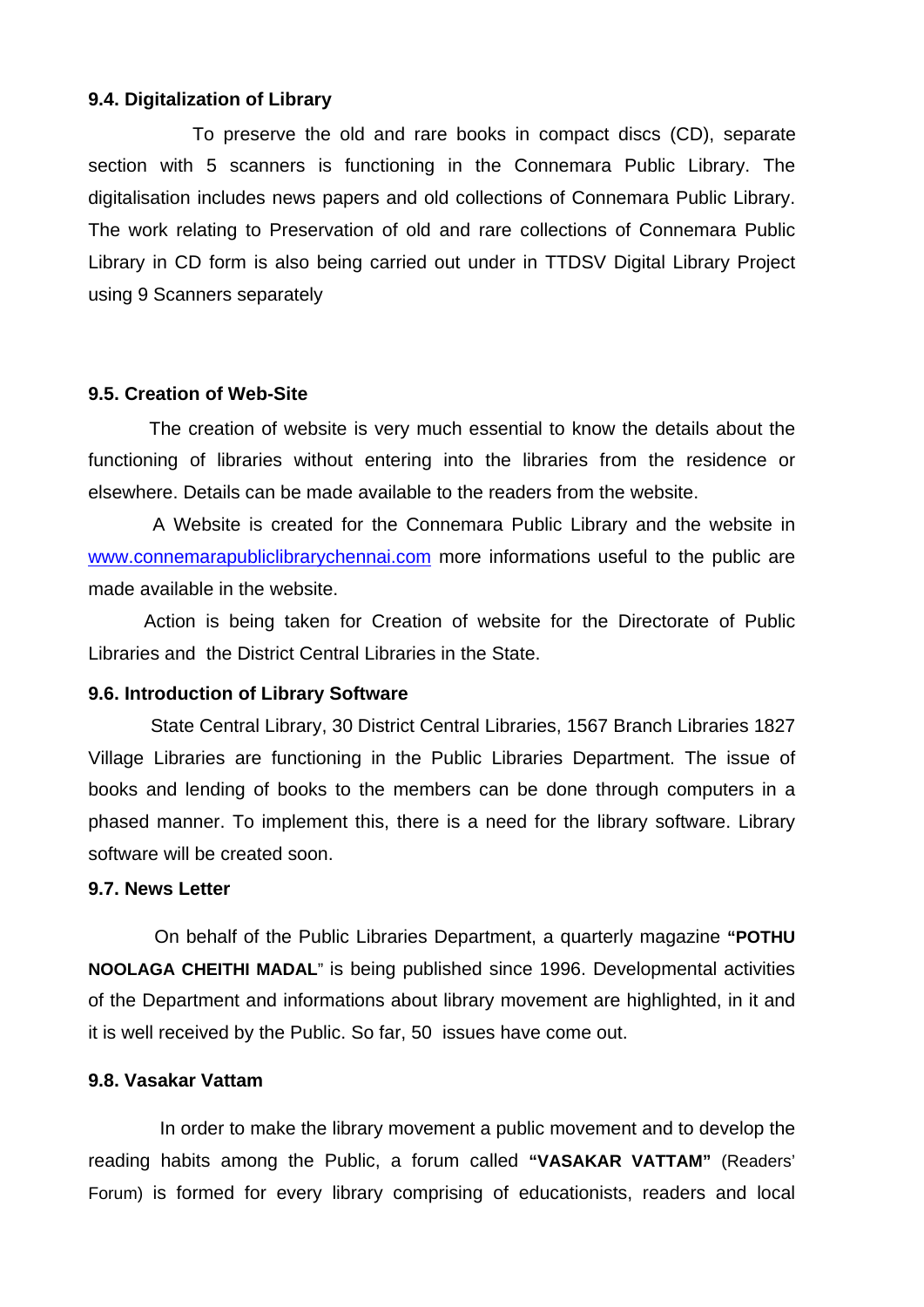### 9.4. Digitalization of Library

To preserve the old and rare books in compact discs (CD), separate section with 5 scanners is functioning in the Connemara Public Library. The digitalisation includes news papers and old collections of Connemara Public Library. The work relating to Preservation of old and rare collections of Connemara Public Library in CD form is also being carried out under in TTDSV Digital Library Project using 9 Scanners separately

### 9.5. Creation of Web-Site

The creation of website is very much essential to know the details about the functioning of libraries without entering into the libraries from the residence or elsewhere. Details can be made available to the readers from the website.

A Website is created for the Connemara Public Library and the website in www.connemarapubliclibrarychennai.com more informations useful to the public are made available in the website.

Action is being taken for Creation of website for the Directorate of Public Libraries and the District Central Libraries in the State.

### 9.6. Introduction of Library Software

State Central Library, 30 District Central Libraries, 1567 Branch Libraries 1827 Village Libraries are functioning in the Public Libraries Department. The issue of books and lending of books to the members can be done through computers in a phased manner. To implement this, there is a need for the library software. Library software will be created soon.

### 9.7. News Letter

On behalf of the Public Libraries Department, a quarterly magazine **"POTHU NOOLAGA CHEITHI MADAL"** is being published since 1996. Developmental activities of the Department and informations about library movement are highlighted, in it and it is well received by the Public. So far, 50 issues have come out.

### 9.8. Vasakar Vattam

In order to make the library movement a public movement and to develop the reading habits among the Public, a forum called **"VASAKAR VATTAM"** (Readers' Forum) is formed for every library comprising of educationists, readers and local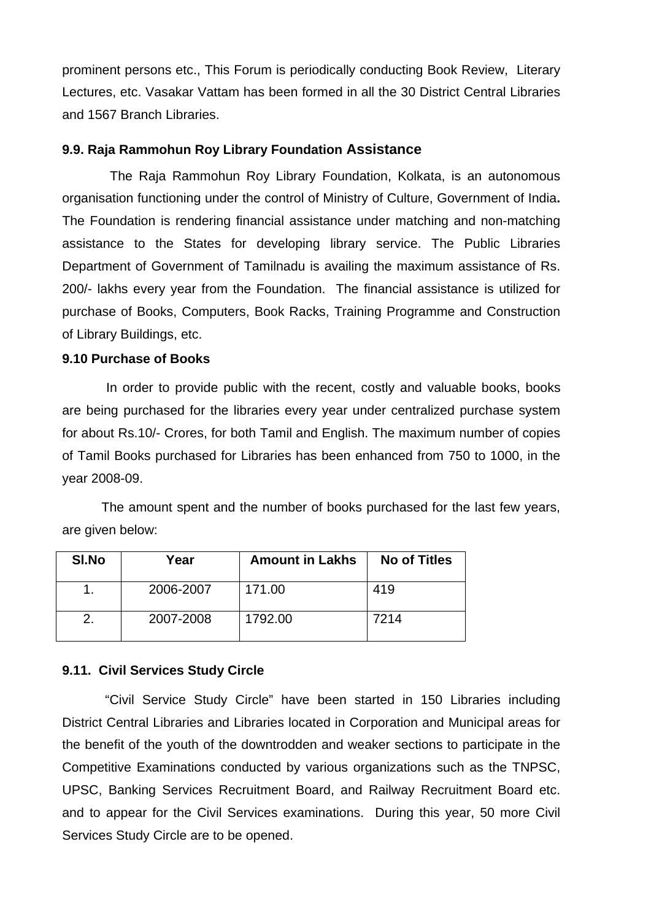prominent persons etc., This Forum is periodically conducting Book Review, Literary Lectures, etc. Vasakar Vattam has been formed in all the 30 District Central Libraries and 1567 Branch Libraries.

### 9.9. Raja Rammohun Roy Library Foundation Assistance

The Raja Rammohun Roy Library Foundation, Kolkata, is an autonomous organisation functioning under the control of Ministry of Culture, Government of India**.** The Foundation is rendering financial assistance under matching and non-matching assistance to the States for developing library service. The Public Libraries Department of Government of Tamilnadu is availing the maximum assistance of Rs. 200/- lakhs every year from the Foundation. The financial assistance is utilized for purchase of Books, Computers, Book Racks, Training Programme and Construction of Library Buildings, etc.

### 9.10 Purchase of Books

In order to provide public with the recent, costly and valuable books, books are being purchased for the libraries every year under centralized purchase system for about Rs.10/- Crores, for both Tamil and English. The maximum number of copies of Tamil Books purchased for Libraries has been enhanced from 750 to 1000, in the year 2008-09.

The amount spent and the number of books purchased for the last few years, are given below:

| Sl.No | Year | Amount in Lakhs | No of Titles |
|---|---|---|---|
| 1. | 2006-2007 | 171.00 | 419 |
| 2. | 2007-2008 | 1792.00 | 7214 |

### 9.11. Civil Services Study Circle

"Civil Service Study Circle" have been started in 150 Libraries including District Central Libraries and Libraries located in Corporation and Municipal areas for the benefit of the youth of the downtrodden and weaker sections to participate in the Competitive Examinations conducted by various organizations such as the TNPSC, UPSC, Banking Services Recruitment Board, and Railway Recruitment Board etc. and to appear for the Civil Services examinations. During this year, 50 more Civil Services Study Circle are to be opened.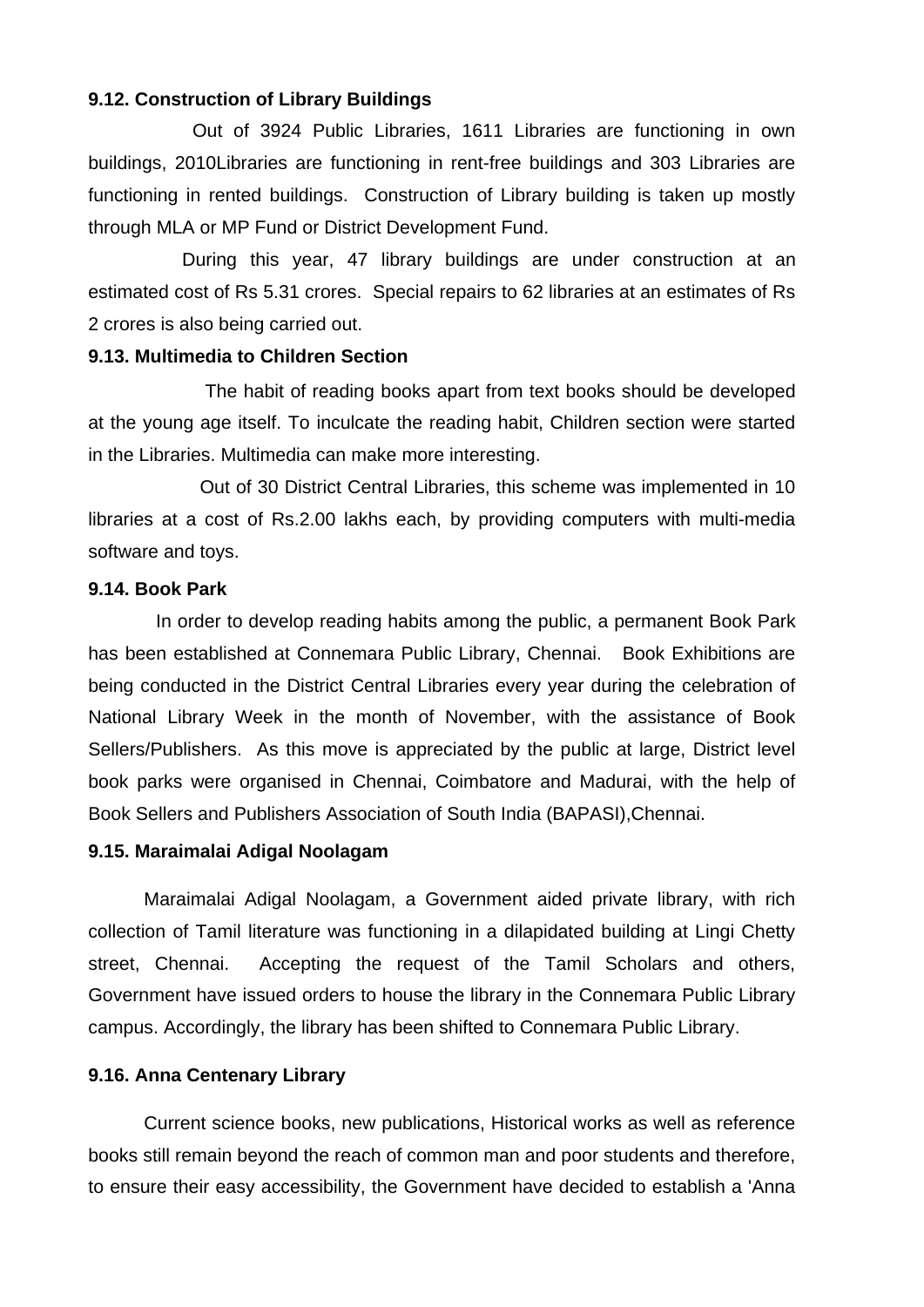**9.12. Construction of Library Buildings**

Out of 3924 Public Libraries, 1611 Libraries are functioning in own buildings, 2010Libraries are functioning in rent-free buildings and 303 Libraries are functioning in rented buildings. Construction of Library building is taken up mostly through MLA or MP Fund or District Development Fund.

During this year, 47 library buildings are under construction at an estimated cost of Rs 5.31 crores. Special repairs to 62 libraries at an estimates of Rs 2 crores is also being carried out.

**9.13. Multimedia to Children Section**

The habit of reading books apart from text books should be developed at the young age itself. To inculcate the reading habit, Children section were started in the Libraries. Multimedia can make more interesting.

Out of 30 District Central Libraries, this scheme was implemented in 10 libraries at a cost of Rs.2.00 lakhs each, by providing computers with multi-media software and toys.

**9.14. Book Park**

In order to develop reading habits among the public, a permanent Book Park has been established at Connemara Public Library, Chennai. Book Exhibitions are being conducted in the District Central Libraries every year during the celebration of National Library Week in the month of November, with the assistance of Book Sellers/Publishers. As this move is appreciated by the public at large, District level book parks were organised in Chennai, Coimbatore and Madurai, with the help of Book Sellers and Publishers Association of South India (BAPASI),Chennai.

**9.15. Maraimalai Adigal Noolagam**

Maraimalai Adigal Noolagam, a Government aided private library, with rich collection of Tamil literature was functioning in a dilapidated building at Lingi Chetty street, Chennai. Accepting the request of the Tamil Scholars and others, Government have issued orders to house the library in the Connemara Public Library campus. Accordingly, the library has been shifted to Connemara Public Library.

**9.16. Anna Centenary Library**

Current science books, new publications, Historical works as well as reference books still remain beyond the reach of common man and poor students and therefore, to ensure their easy accessibility, the Government have decided to establish a 'Anna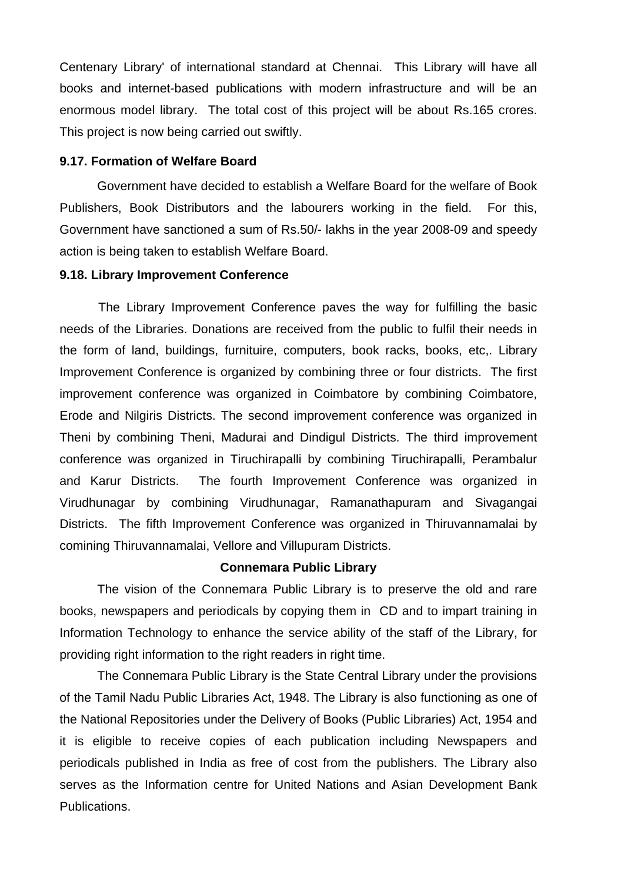Centenary Library' of international standard at Chennai. This Library will have all books and internet-based publications with modern infrastructure and will be an enormous model library. The total cost of this project will be about Rs.165 crores. This project is now being carried out swiftly.

**9.17. Formation of Welfare Board**

Government have decided to establish a Welfare Board for the welfare of Book Publishers, Book Distributors and the labourers working in the field. For this, Government have sanctioned a sum of Rs.50/- lakhs in the year 2008-09 and speedy action is being taken to establish Welfare Board.

**9.18. Library Improvement Conference**

The Library Improvement Conference paves the way for fulfilling the basic needs of the Libraries. Donations are received from the public to fulfil their needs in the form of land, buildings, furnituire, computers, book racks, books, etc,. Library Improvement Conference is organized by combining three or four districts. The first improvement conference was organized in Coimbatore by combining Coimbatore, Erode and Nilgiris Districts. The second improvement conference was organized in Theni by combining Theni, Madurai and Dindigul Districts. The third improvement conference was organized in Tiruchirapalli by combining Tiruchirapalli, Perambalur and Karur Districts. The fourth Improvement Conference was organized in Virudhunagar by combining Virudhunagar, Ramanathapuram and Sivagangai Districts. The fifth Improvement Conference was organized in Thiruvannamalai by comining Thiruvannamalai, Vellore and Villupuram Districts.

**Connemara Public Library**

The vision of the Connemara Public Library is to preserve the old and rare books, newspapers and periodicals by copying them in CD and to impart training in Information Technology to enhance the service ability of the staff of the Library, for providing right information to the right readers in right time.

The Connemara Public Library is the State Central Library under the provisions of the Tamil Nadu Public Libraries Act, 1948. The Library is also functioning as one of the National Repositories under the Delivery of Books (Public Libraries) Act, 1954 and it is eligible to receive copies of each publication including Newspapers and periodicals published in India as free of cost from the publishers. The Library also serves as the Information centre for United Nations and Asian Development Bank Publications.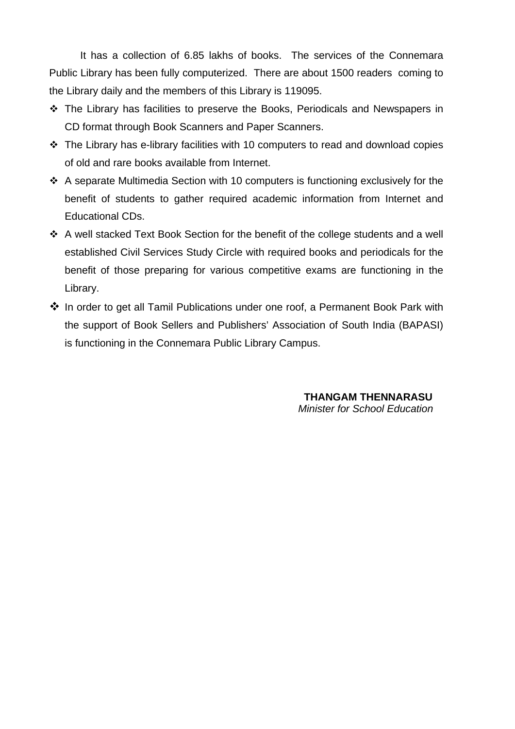It has a collection of 6.85 lakhs of books. The services of the Connemara Public Library has been fully computerized. There are about 1500 readers coming to the Library daily and the members of this Library is 119095.

- The Library has facilities to preserve the Books, Periodicals and Newspapers in CD format through Book Scanners and Paper Scanners.
- The Library has e-library facilities with 10 computers to read and download copies of old and rare books available from Internet.
- A separate Multimedia Section with 10 computers is functioning exclusively for the benefit of students to gather required academic information from Internet and Educational CDs.
- A well stacked Text Book Section for the benefit of the college students and a well established Civil Services Study Circle with required books and periodicals for the benefit of those preparing for various competitive exams are functioning in the Library.
- In order to get all Tamil Publications under one roof, a Permanent Book Park with the support of Book Sellers and Publishers' Association of South India (BAPASI) is functioning in the Connemara Public Library Campus.

**THANGAM THENNARASU**
*Minister for School Education*